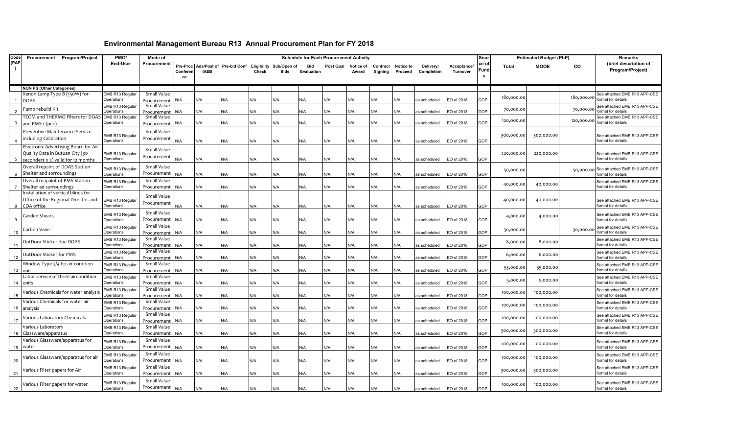# Environmental Management Bureau R13 Annual Procurement Plan for FY 2018

| Code (PAP) | Procurement Program/Project | PMO/ End-User | Mode of Procurement | Schedule for Each Procurement Activity | | | | | | | | | | | | | Source of Funds | Estimated Budget (PhP) | | | Remarks (brief description of Program/Project) |
|---|---|---|---|---|---|---|---|---|---|---|---|---|---|---|---|---|---|---|---|---|---|
| | | | | Pre-Proc Conference | Ads/Post of IAEB | Pre-bid Conf | Eligibility Check | Sub/Open of Bids | Bid Evaluation | Post Qual | Notice of Award | Contract Signing | Notice to Proceed | Delivery/ Completion | Acceptance/ Turnover | | | Total | MOOE | CO | |
| | **NON PS (Other Categories)** | | | | | | | | | | | | | | | | | | | | |
| 1 | Xenon Lamp Type B (150W) for DOAS | EMB R13 Regular Operations | Small Value Procurement | N/A | N/A | N/A | N/A | N/A | N/A | N/A | N/A | N/A | N/A | as scheduled | EO of 2018 | | GOP | 180,000.00 | | 180,000.00 | See attached EMB R13 APP-CSE format for details |
| 2 | Pump rebuild Kit | EMB R13 Regular Operations | Small Value Procurement | N/A | N/A | N/A | N/A | N/A | N/A | N/A | N/A | N/A | N/A | as scheduled | EO of 2018 | | GOP | 70,000.00 | | 70,000.00 | See attached EMB R13 APP-CSE format for details |
| 3 | TEOM and THERMO Filters for DOAS and PMS 1 (pck) | EMB R13 Regular Operations | Small Value Procurement | N/A | N/A | N/A | N/A | N/A | N/A | N/A | N/A | N/A | N/A | as scheduled | EO of 2018 | | GOP | 120,000.00 | | 120,000.00 | See attached EMB R13 APP-CSE format for details |
| 4 | Preventive Maintenance Service including Calibration | EMB R13 Regular Operations | Small Value Procurement | N/A | N/A | N/A | N/A | N/A | N/A | N/A | N/A | N/A | N/A | as scheduled | EO of 2018 | | GOP | 300,000.00 | 300,000.00 | | See attached EMB R13 APP-CSE format for details |
| 5 | Electronic Advertising Board for Air Quality Data in Butuan City (30 seconders x 2) valid for 12 months | EMB R13 Regular Operations | Small Value Procurement | N/A | N/A | N/A | N/A | N/A | N/A | N/A | N/A | N/A | N/A | as scheduled | EO of 2018 | | GOP | 220,000.00 | 220,000.00 | | See attached EMB R13 APP-CSE format for details |
| 6 | Overall repaint of DOAS Station Shelter and sorroundings | EMB R13 Regular Operations | Small Value Procurement | N/A | N/A | N/A | N/A | N/A | N/A | N/A | N/A | N/A | N/A | as scheduled | EO of 2018 | | GOP | 50,000.00 | | 50,000.00 | See attached EMB R13 APP-CSE format for details |
| 7 | Overall reapaint of PMS Station Shelter ad surroundings | EMB R13 Regular Operations | Small Value Procurement | N/A | N/A | N/A | N/A | N/A | N/A | N/A | N/A | N/A | N/A | as scheduled | EO of 2018 | | GOP | 40,000.00 | 40,000.00 | | See attached EMB R13 APP-CSE format for details |
| 8 | Installation of vertical blinds for Office of the Regional Director and COA office | EMB R13 Regular Operations | Small Value Procurement | N/A | N/A | N/A | N/A | N/A | N/A | N/A | N/A | N/A | N/A | as scheduled | EO of 2018 | | GOP | 40,000.00 | 40,000.00 | | See attached EMB R13 APP-CSE format for details |
| 9 | Garden Shears | EMB R13 Regular Operations | Small Value Procurement | N/A | N/A | N/A | N/A | N/A | N/A | N/A | N/A | N/A | N/A | as scheduled | EO of 2018 | | GOP | 4,000.00 | 4,000.00 | | See attached EMB R13 APP-CSE format for details |
| 10 | Carbon Vane | EMB R13 Regular Operations | Small Value Procurement | N/A | N/A | N/A | N/A | N/A | N/A | N/A | N/A | N/A | N/A | as scheduled | EO of 2018 | | GOP | 30,000.00 | | 30,000.00 | See attached EMB R13 APP-CSE format for details |
| 11 | OutDoor Sticker doe DOAS | EMB R13 Regular Operations | Small Value Procurement | N/A | N/A | N/A | N/A | N/A | N/A | N/A | N/A | N/A | N/A | as scheduled | EO of 2018 | | GOP | 8,000.00 | 8,000.00 | | See attached EMB R13 APP-CSE format for details |
| 12 | OutDoor Sticker for PMS | EMB R13 Regular Operations | Small Value Procurement | N/A | N/A | N/A | N/A | N/A | N/A | N/A | N/A | N/A | N/A | as scheduled | EO of 2018 | | GOP | 6,000.00 | 6,000.00 | | See attached EMB R13 APP-CSE format for details |
| 13 | Window Type 3/4 hp air condtion unit | EMB R13 Regular Operations | Small Value Procurement | N/A | N/A | N/A | N/A | N/A | N/A | N/A | N/A | N/A | N/A | as scheduled | EO of 2018 | | GOP | 55,000.00 | 55,000.00 | | See attached EMB R13 APP-CSE format for details |
| 14 | Labor service of three aircondition units | EMB R13 Regular Operations | Small Value Procurement | N/A | N/A | N/A | N/A | N/A | N/A | N/A | N/A | N/A | N/A | as scheduled | EO of 2018 | | GOP | 5,000.00 | 5,000.00 | | See attached EMB R13 APP-CSE format for details |
| 15 | Various Chemicals for water analysis | EMB R13 Regular Operations | Small Value Procurement | N/A | N/A | N/A | N/A | N/A | N/A | N/A | N/A | N/A | N/A | as scheduled | EO of 2018 | | GOP | 100,000.00 | 100,000.00 | | See attached EMB R13 APP-CSE format for details |
| 16 | Various Chemicals for water air analysis | EMB R13 Regular Operations | Small Value Procurement | N/A | N/A | N/A | N/A | N/A | N/A | N/A | N/A | N/A | N/A | as scheduled | EO of 2018 | | GOP | 100,000.00 | 100,000.00 | | See attached EMB R13 APP-CSE format for details |
| 17 | Various Laboratory Chemicals | EMB R13 Regular Operations | Small Value Procurement | N/A | N/A | N/A | N/A | N/A | N/A | N/A | N/A | N/A | N/A | as scheduled | EO of 2018 | | GOP | 100,000.00 | 100,000.00 | | See attached EMB R13 APP-CSE format for details |
| 18 | Various Laboratory Glassware/apparatus | EMB R13 Regular Operations | Small Value Procurement | N/A | N/A | N/A | N/A | N/A | N/A | N/A | N/A | N/A | N/A | as scheduled | EO of 2018 | | GOP | 300,000.00 | 300,000.00 | | See attached EMB R13 APP-CSE format for details |
| 19 | Various Glassware/apparatus for water | EMB R13 Regular Operations | Small Value Procurement | N/A | N/A | N/A | N/A | N/A | N/A | N/A | N/A | N/A | N/A | as scheduled | EO of 2018 | | GOP | 100,000.00 | 100,000.00 | | See attached EMB R13 APP-CSE format for details |
| 20 | Various Glassware/apparatus for air | EMB R13 Regular Operations | Small Value Procurement | N/A | N/A | N/A | N/A | N/A | N/A | N/A | N/A | N/A | N/A | as scheduled | EO of 2018 | | GOP | 100,000.00 | 100,000.00 | | See attached EMB R13 APP-CSE format for details |
| 21 | Various Filter papers for Air | EMB R13 Regular Operations | Small Value Procurement | N/A | N/A | N/A | N/A | N/A | N/A | N/A | N/A | N/A | N/A | as scheduled | EO of 2018 | | GOP | 300,000.00 | 300,000.00 | | See attached EMB R13 APP-CSE format for details |
| 22 | Various Filter papers for water | EMB R13 Regular Operations | Small Value Procurement | N/A | N/A | N/A | N/A | N/A | N/A | N/A | N/A | N/A | N/A | as scheduled | EO of 2018 | | GOP | 100,000.00 | 100,000.00 | | See attached EMB R13 APP-CSE format for details |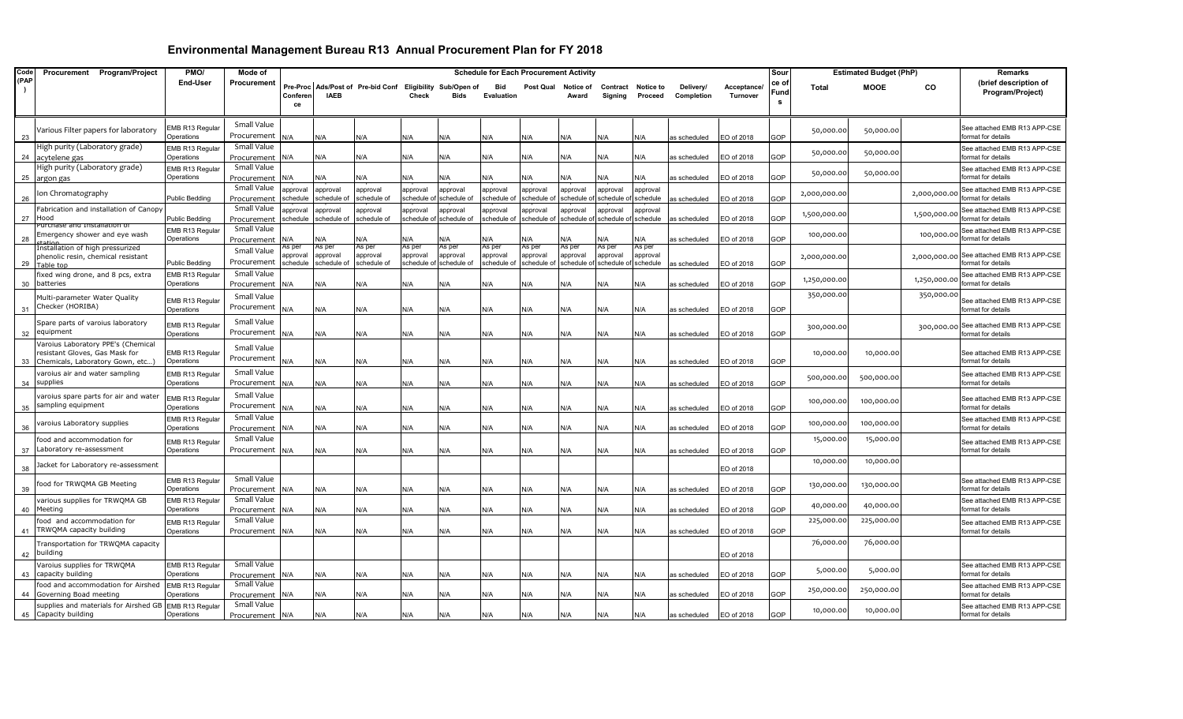# Environmental Management Bureau R13 Annual Procurement Plan for FY 2018

| Code (PAP) | Procurement Program/Project | PMO/ End-User | Mode of Procurement | Schedule for Each Procurement Activity | | | | | | | | | | | | Source of Funds | Estimated Budget (PhP) | | | Remarks (brief description of Program/Project) |
|---|---|---|---|---|---|---|---|---|---|---|---|---|---|---|---|---|---|---|---|---|
| | | | | Pre-Proc Conference | Ads/Post of IAEB | Pre-bid Conf | Eligibility Check | Sub/Open of Bids | Bid Evaluation | Post Qual | Notice of Award | Contract Signing | Notice to Proceed | Delivery/ Completion | Acceptance/ Turnover | | Total | MOOE | CO | |
| 23 | Various Filter papers for laboratory | EMB R13 Regular Operations | Small Value Procurement | N/A | N/A | N/A | N/A | N/A | N/A | N/A | N/A | N/A | N/A | as scheduled | EO of 2018 | GOP | 50,000.00 | 50,000.00 | | See attached EMB R13 APP-CSE format for details |
| 24 | High purity (Laboratory grade) acytelene gas | EMB R13 Regular Operations | Small Value Procurement | N/A | N/A | N/A | N/A | N/A | N/A | N/A | N/A | N/A | N/A | as scheduled | EO of 2018 | GOP | 50,000.00 | 50,000.00 | | See attached EMB R13 APP-CSE format for details |
| 25 | High purity (Laboratory grade) argon gas | EMB R13 Regular Operations | Small Value Procurement | N/A | N/A | N/A | N/A | N/A | N/A | N/A | N/A | N/A | N/A | as scheduled | EO of 2018 | GOP | 50,000.00 | 50,000.00 | | See attached EMB R13 APP-CSE format for details |
| 26 | Ion Chromatography | Public Bedding | Small Value Procurement | approval schedule | approval schedule of | approval schedule of | approval schedule of | approval schedule of | approval schedule of | approval schedule of | approval schedule of | approval schedule of | approval schedule | as scheduled | EO of 2018 | GOP | 2,000,000.00 | | 2,000,000.00 | See attached EMB R13 APP-CSE format for details |
| 27 | Fabrication and installation of Canopy Hood | Public Bedding | Small Value Procurement | approval schedule | approval schedule of | approval schedule of | approval schedule of | approval schedule of | approval schedule of | approval schedule of | approval schedule of | approval schedule of | approval schedule | as scheduled | EO of 2018 | GOP | 1,500,000.00 | | 1,500,000.00 | See attached EMB R13 APP-CSE format for details |
| 28 | Purchase and installation of Emergency shower and eye wash station | EMB R13 Regular Operations | Small Value Procurement | N/A | N/A | N/A | N/A | N/A | N/A | N/A | N/A | N/A | N/A | as scheduled | EO of 2018 | GOP | 100,000.00 | | 100,000.00 | See attached EMB R13 APP-CSE format for details |
| 29 | Installation of high pressurized phenolic resin, chemical resistant Table top | Public Bedding | Small Value Procurement | As per approval schedule | As per approval schedule of | As per approval schedule of | As per approval schedule of | As per approval schedule of | As per approval schedule of | As per approval schedule of | As per approval schedule of | As per approval schedule of | As per approval schedule | as scheduled | EO of 2018 | GOP | 2,000,000.00 | | 2,000,000.00 | See attached EMB R13 APP-CSE format for details |
| 30 | fixed wing drone, and 8 pcs, extra batteries | EMB R13 Regular Operations | Small Value Procurement | N/A | N/A | N/A | N/A | N/A | N/A | N/A | N/A | N/A | N/A | as scheduled | EO of 2018 | GOP | 1,250,000.00 | | 1,250,000.00 | See attached EMB R13 APP-CSE format for details |
| 31 | Multi-parameter Water Quality Checker (HORIBA) | EMB R13 Regular Operations | Small Value Procurement | N/A | N/A | N/A | N/A | N/A | N/A | N/A | N/A | N/A | N/A | as scheduled | EO of 2018 | GOP | 350,000.00 | | 350,000.00 | See attached EMB R13 APP-CSE format for details |
| 32 | Spare parts of varoius laboratory equipment | EMB R13 Regular Operations | Small Value Procurement | N/A | N/A | N/A | N/A | N/A | N/A | N/A | N/A | N/A | N/A | as scheduled | EO of 2018 | GOP | 300,000.00 | | 300,000.00 | See attached EMB R13 APP-CSE format for details |
| 33 | Varoius Laboratory PPE's (Chemical resistant Gloves, Gas Mask for Chemicals, Laboratory Gown, etc...) | EMB R13 Regular Operations | Small Value Procurement | N/A | N/A | N/A | N/A | N/A | N/A | N/A | N/A | N/A | N/A | as scheduled | EO of 2018 | GOP | 10,000.00 | 10,000.00 | | See attached EMB R13 APP-CSE format for details |
| 34 | varoius air and water sampling supplies | EMB R13 Regular Operations | Small Value Procurement | N/A | N/A | N/A | N/A | N/A | N/A | N/A | N/A | N/A | N/A | as scheduled | EO of 2018 | GOP | 500,000.00 | 500,000.00 | | See attached EMB R13 APP-CSE format for details |
| 35 | varoius spare parts for air and water sampling equipment | EMB R13 Regular Operations | Small Value Procurement | N/A | N/A | N/A | N/A | N/A | N/A | N/A | N/A | N/A | N/A | as scheduled | EO of 2018 | GOP | 100,000.00 | 100,000.00 | | See attached EMB R13 APP-CSE format for details |
| 36 | varoius Laboratory supplies | EMB R13 Regular Operations | Small Value Procurement | N/A | N/A | N/A | N/A | N/A | N/A | N/A | N/A | N/A | N/A | as scheduled | EO of 2018 | GOP | 100,000.00 | 100,000.00 | | See attached EMB R13 APP-CSE format for details |
| 37 | food and accommodation for Laboratory re-assessment | EMB R13 Regular Operations | Small Value Procurement | N/A | N/A | N/A | N/A | N/A | N/A | N/A | N/A | N/A | N/A | as scheduled | EO of 2018 | GOP | 15,000.00 | 15,000.00 | | See attached EMB R13 APP-CSE format for details |
| 38 | Jacket for Laboratory re-assessment | | | | | | | | | | | | | | EO of 2018 | | 10,000.00 | 10,000.00 | | |
| 39 | food for TRWQMA GB Meeting | EMB R13 Regular Operations | Small Value Procurement | N/A | N/A | N/A | N/A | N/A | N/A | N/A | N/A | N/A | N/A | as scheduled | EO of 2018 | GOP | 130,000.00 | 130,000.00 | | See attached EMB R13 APP-CSE format for details |
| 40 | various supplies for TRWQMA GB Meeting | EMB R13 Regular Operations | Small Value Procurement | N/A | N/A | N/A | N/A | N/A | N/A | N/A | N/A | N/A | N/A | as scheduled | EO of 2018 | GOP | 40,000.00 | 40,000.00 | | See attached EMB R13 APP-CSE format for details |
| 41 | food and accommodation for TRWQMA capacity building | EMB R13 Regular Operations | Small Value Procurement | N/A | N/A | N/A | N/A | N/A | N/A | N/A | N/A | N/A | N/A | as scheduled | EO of 2018 | GOP | 225,000.00 | 225,000.00 | | See attached EMB R13 APP-CSE format for details |
| 42 | Transportation for TRWQMA capacity building | | | | | | | | | | | | | | EO of 2018 | | 76,000.00 | 76,000.00 | | |
| 43 | Varoius supplies for TRWQMA capacity building | EMB R13 Regular Operations | Small Value Procurement | N/A | N/A | N/A | N/A | N/A | N/A | N/A | N/A | N/A | N/A | as scheduled | EO of 2018 | GOP | 5,000.00 | 5,000.00 | | See attached EMB R13 APP-CSE format for details |
| 44 | food and accommodation for Airshed Governing Boad meeting | EMB R13 Regular Operations | Small Value Procurement | N/A | N/A | N/A | N/A | N/A | N/A | N/A | N/A | N/A | N/A | as scheduled | EO of 2018 | GOP | 250,000.00 | 250,000.00 | | See attached EMB R13 APP-CSE format for details |
| 45 | supplies and materials for Airshed GB Capacity building | EMB R13 Regular Operations | Small Value Procurement | N/A | N/A | N/A | N/A | N/A | N/A | N/A | N/A | N/A | N/A | as scheduled | EO of 2018 | GOP | 10,000.00 | 10,000.00 | | See attached EMB R13 APP-CSE format for details |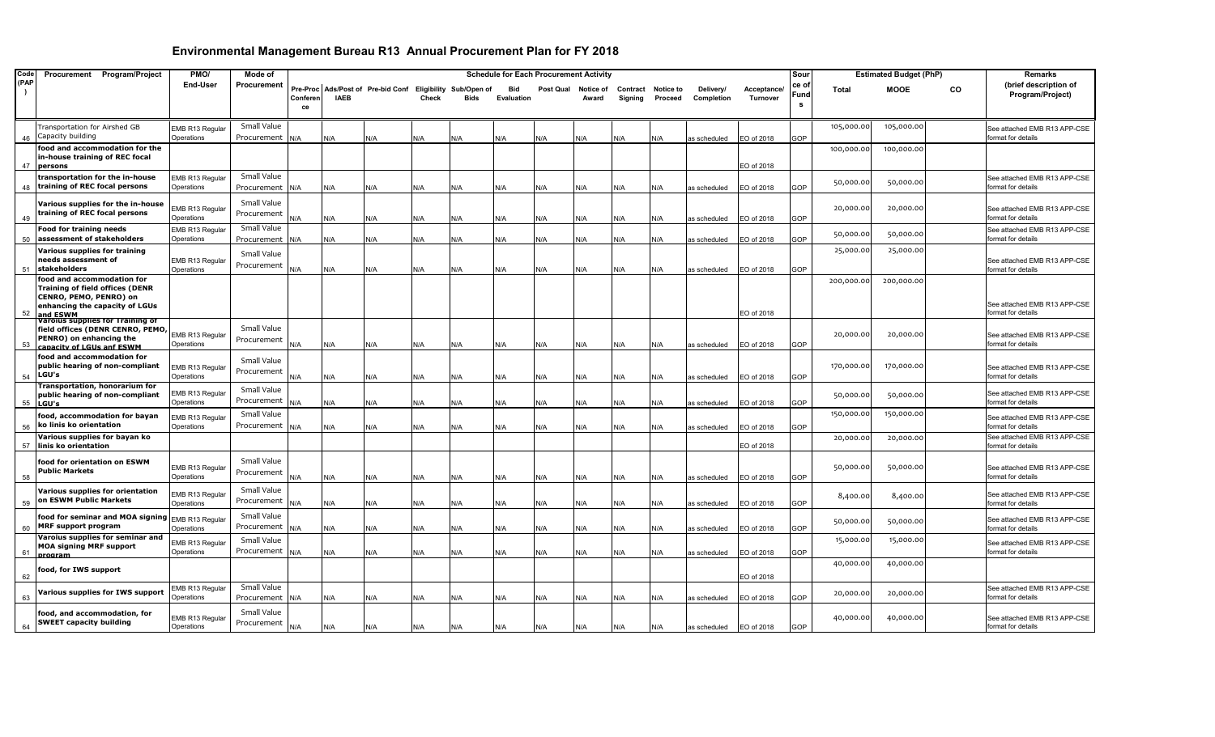# Environmental Management Bureau R13 Annual Procurement Plan for FY 2018

| Code (PAP) | Procurement Program/Project | PMO/ End-User | Mode of Procurement | Schedule for Each Procurement Activity | | | | | | | | | | | | | Source of Funds | Estimated Budget (PhP) | | | Remarks (brief description of Program/Project) |
|---|---|---|---|---|---|---|---|---|---|---|---|---|---|---|---|---|---|---|---|---|---|
| | | | | Pre-Proc Conference | Ads/Post of IAEB | Pre-bid Conf | Eligibility Check | Sub/Open of Bids | Bid Evaluation | Post Qual | Notice of Award | Contract Signing | Notice to Proceed | Delivery/ Completion | Acceptance/ Turnover | | | Total | MOOE | CO | |
| 46 | Transportation for Airshed GB Capacity building | EMB R13 Regular Operations | Small Value Procurement | N/A | N/A | N/A | N/A | N/A | N/A | N/A | N/A | N/A | N/A | as scheduled | EO of 2018 | | GOP | 105,000.00 | 105,000.00 | | See attached EMB R13 APP-CSE format for details |
| 47 | food and accommodation for the in-house training of REC focal persons | | | | | | | | | | | | | | EO of 2018 | | | 100,000.00 | 100,000.00 | | |
| 48 | transportation for the in-house training of REC focal persons | EMB R13 Regular Operations | Small Value Procurement | N/A | N/A | N/A | N/A | N/A | N/A | N/A | N/A | N/A | N/A | as scheduled | EO of 2018 | | GOP | 50,000.00 | 50,000.00 | | See attached EMB R13 APP-CSE format for details |
| 49 | Various supplies for the in-house training of REC focal persons | EMB R13 Regular Operations | Small Value Procurement | N/A | N/A | N/A | N/A | N/A | N/A | N/A | N/A | N/A | N/A | as scheduled | EO of 2018 | | GOP | 20,000.00 | 20,000.00 | | See attached EMB R13 APP-CSE format for details |
| 50 | Food for training needs assessment of stakeholders | EMB R13 Regular Operations | Small Value Procurement | N/A | N/A | N/A | N/A | N/A | N/A | N/A | N/A | N/A | N/A | as scheduled | EO of 2018 | | GOP | 50,000.00 | 50,000.00 | | See attached EMB R13 APP-CSE format for details |
| 51 | Various supplies for training needs assessment of stakeholders | EMB R13 Regular Operations | Small Value Procurement | N/A | N/A | N/A | N/A | N/A | N/A | N/A | N/A | N/A | N/A | as scheduled | EO of 2018 | | GOP | 25,000.00 | 25,000.00 | | See attached EMB R13 APP-CSE format for details |
| 52 | food and accommodation for Training of field offices (DENR CENRO, PEMO, PENRO) on enhancing the capacity of LGUs and ESWM | | | | | | | | | | | | | | EO of 2018 | | | 200,000.00 | 200,000.00 | | See attached EMB R13 APP-CSE format for details |
| 53 | Varoius supplies for Training of field offices (DENR CENRO, PEMO, PENRO) on enhancing the capacity of LGUs anf ESWM | EMB R13 Regular Operations | Small Value Procurement | N/A | N/A | N/A | N/A | N/A | N/A | N/A | N/A | N/A | N/A | as scheduled | EO of 2018 | | GOP | 20,000.00 | 20,000.00 | | See attached EMB R13 APP-CSE format for details |
| 54 | food and accommodation for public hearing of non-compliant LGU's | EMB R13 Regular Operations | Small Value Procurement | N/A | N/A | N/A | N/A | N/A | N/A | N/A | N/A | N/A | N/A | as scheduled | EO of 2018 | | GOP | 170,000.00 | 170,000.00 | | See attached EMB R13 APP-CSE format for details |
| 55 | Transportation, honorarium for public hearing of non-compliant LGU's | EMB R13 Regular Operations | Small Value Procurement | N/A | N/A | N/A | N/A | N/A | N/A | N/A | N/A | N/A | N/A | as scheduled | EO of 2018 | | GOP | 50,000.00 | 50,000.00 | | See attached EMB R13 APP-CSE format for details |
| 56 | food, accommodation for bayan ko linis ko orientation | EMB R13 Regular Operations | Small Value Procurement | N/A | N/A | N/A | N/A | N/A | N/A | N/A | N/A | N/A | N/A | as scheduled | EO of 2018 | | GOP | 150,000.00 | 150,000.00 | | See attached EMB R13 APP-CSE format for details |
| 57 | Various supplies for bayan ko linis ko orientation | | | | | | | | | | | | | | EO of 2018 | | | 20,000.00 | 20,000.00 | | See attached EMB R13 APP-CSE format for details |
| 58 | food for orientation on ESWM Public Markets | EMB R13 Regular Operations | Small Value Procurement | N/A | N/A | N/A | N/A | N/A | N/A | N/A | N/A | N/A | N/A | as scheduled | EO of 2018 | | GOP | 50,000.00 | 50,000.00 | | See attached EMB R13 APP-CSE format for details |
| 59 | Various supplies for orientation on ESWM Public Markets | EMB R13 Regular Operations | Small Value Procurement | N/A | N/A | N/A | N/A | N/A | N/A | N/A | N/A | N/A | N/A | as scheduled | EO of 2018 | | GOP | 8,400.00 | 8,400.00 | | See attached EMB R13 APP-CSE format for details |
| 60 | food for seminar and MOA signing MRF support program | EMB R13 Regular Operations | Small Value Procurement | N/A | N/A | N/A | N/A | N/A | N/A | N/A | N/A | N/A | N/A | as scheduled | EO of 2018 | | GOP | 50,000.00 | 50,000.00 | | See attached EMB R13 APP-CSE format for details |
| 61 | Varoius supplies for seminar and MOA signing MRF support program | EMB R13 Regular Operations | Small Value Procurement | N/A | N/A | N/A | N/A | N/A | N/A | N/A | N/A | N/A | N/A | as scheduled | EO of 2018 | | GOP | 15,000.00 | 15,000.00 | | See attached EMB R13 APP-CSE format for details |
| 62 | food, for IWS support | | | | | | | | | | | | | | EO of 2018 | | | 40,000.00 | 40,000.00 | | |
| 63 | Various supplies for IWS support | EMB R13 Regular Operations | Small Value Procurement | N/A | N/A | N/A | N/A | N/A | N/A | N/A | N/A | N/A | N/A | as scheduled | EO of 2018 | | GOP | 20,000.00 | 20,000.00 | | See attached EMB R13 APP-CSE format for details |
| 64 | food, and accommodation, for SWEET capacity building | EMB R13 Regular Operations | Small Value Procurement | N/A | N/A | N/A | N/A | N/A | N/A | N/A | N/A | N/A | N/A | as scheduled | EO of 2018 | | GOP | 40,000.00 | 40,000.00 | | See attached EMB R13 APP-CSE format for details |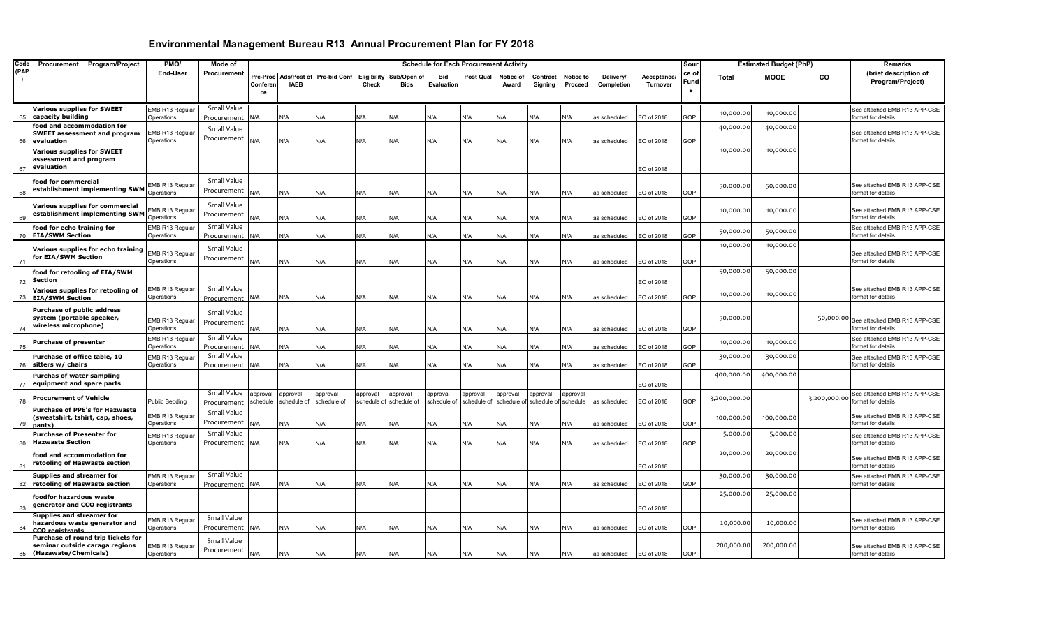# Environmental Management Bureau R13 Annual Procurement Plan for FY 2018

| Code (PAP) | Procurement Program/Project | PMO/ End-User | Mode of Procurement | Schedule for Each Procurement Activity | | | | | | | | | | | | | Source of Funds | Estimated Budget (PhP) | | | Remarks (brief description of Program/Project) |
|---|---|---|---|---|---|---|---|---|---|---|---|---|---|---|---|---|---|---|---|---|---|
| | | | | Pre-Proc Conference | Ads/Post of IAEB | Pre-bid Conf | Eligibility Check | Sub/Open of Bids | Bid Evaluation | Post Qual | Notice of Award | Contract Signing | Notice to Proceed | Delivery/ Completion | Acceptance/ Turnover | | | Total | MOOE | CO | |
| 65 | Various supplies for SWEET capacity building | EMB R13 Regular Operations | Small Value Procurement | N/A | N/A | N/A | N/A | N/A | N/A | N/A | N/A | N/A | N/A | as scheduled | EO of 2018 | | GOP | 10,000.00 | 10,000.00 | | See attached EMB R13 APP-CSE format for details |
| 66 | food and accommodation for SWEET assessment and program evaluation | EMB R13 Regular Operations | Small Value Procurement | N/A | N/A | N/A | N/A | N/A | N/A | N/A | N/A | N/A | N/A | as scheduled | EO of 2018 | | GOP | 40,000.00 | 40,000.00 | | See attached EMB R13 APP-CSE format for details |
| 67 | Various supplies for SWEET assessment and program evaluation | | | | | | | | | | | | | | EO of 2018 | | | 10,000.00 | 10,000.00 | | |
| 68 | food for commercial establishment implementing SWM | EMB R13 Regular Operations | Small Value Procurement | N/A | N/A | N/A | N/A | N/A | N/A | N/A | N/A | N/A | N/A | as scheduled | EO of 2018 | | GOP | 50,000.00 | 50,000.00 | | See attached EMB R13 APP-CSE format for details |
| 69 | Various supplies for commercial establishment implementing SWM | EMB R13 Regular Operations | Small Value Procurement | N/A | N/A | N/A | N/A | N/A | N/A | N/A | N/A | N/A | N/A | as scheduled | EO of 2018 | | GOP | 10,000.00 | 10,000.00 | | See attached EMB R13 APP-CSE format for details |
| 70 | food for echo training for EIA/SWM Section | EMB R13 Regular Operations | Small Value Procurement | N/A | N/A | N/A | N/A | N/A | N/A | N/A | N/A | N/A | N/A | as scheduled | EO of 2018 | | GOP | 50,000.00 | 50,000.00 | | See attached EMB R13 APP-CSE format for details |
| 71 | Various supplies for echo training for EIA/SWM Section | EMB R13 Regular Operations | Small Value Procurement | N/A | N/A | N/A | N/A | N/A | N/A | N/A | N/A | N/A | N/A | as scheduled | EO of 2018 | | GOP | 10,000.00 | 10,000.00 | | See attached EMB R13 APP-CSE format for details |
| 72 | food for retooling of EIA/SWM Section | | | | | | | | | | | | | | EO of 2018 | | | 50,000.00 | 50,000.00 | | |
| 73 | Various supplies for retooling of EIA/SWM Section | EMB R13 Regular Operations | Small Value Procurement | N/A | N/A | N/A | N/A | N/A | N/A | N/A | N/A | N/A | N/A | as scheduled | EO of 2018 | | GOP | 10,000.00 | 10,000.00 | | See attached EMB R13 APP-CSE format for details |
| 74 | Purchase of public address system (portable speaker, wireless microphone) | EMB R13 Regular Operations | Small Value Procurement | N/A | N/A | N/A | N/A | N/A | N/A | N/A | N/A | N/A | N/A | as scheduled | EO of 2018 | | GOP | 50,000.00 | | 50,000.00 | See attached EMB R13 APP-CSE format for details |
| 75 | Purchase of presenter | EMB R13 Regular Operations | Small Value Procurement | N/A | N/A | N/A | N/A | N/A | N/A | N/A | N/A | N/A | N/A | as scheduled | EO of 2018 | | GOP | 10,000.00 | 10,000.00 | | See attached EMB R13 APP-CSE format for details |
| 76 | Purchase of office table, 10 sitters w/ chairs | EMB R13 Regular Operations | Small Value Procurement | N/A | N/A | N/A | N/A | N/A | N/A | N/A | N/A | N/A | N/A | as scheduled | EO of 2018 | | GOP | 30,000.00 | 30,000.00 | | See attached EMB R13 APP-CSE format for details |
| 77 | Purchas of water sampling equipment and spare parts | | | | | | | | | | | | | | EO of 2018 | | | 400,000.00 | 400,000.00 | | |
| 78 | Procurement of Vehicle | Public Bedding | Small Value Procurement | approval schedule | approval schedule of | approval schedule of | approval schedule of | approval schedule of | approval schedule of | approval schedule of | approval schedule of | approval schedule of | approval schedule | as scheduled | EO of 2018 | | GOP | 3,200,000.00 | | 3,200,000.00 | See attached EMB R13 APP-CSE format for details |
| 79 | Purchase of PPE's for Hazwaste (sweatshirt, tshirt, cap, shoes, pants) | EMB R13 Regular Operations | Small Value Procurement | N/A | N/A | N/A | N/A | N/A | N/A | N/A | N/A | N/A | N/A | as scheduled | EO of 2018 | | GOP | 100,000.00 | 100,000.00 | | See attached EMB R13 APP-CSE format for details |
| 80 | Purchase of Presenter for Hazwaste Section | EMB R13 Regular Operations | Small Value Procurement | N/A | N/A | N/A | N/A | N/A | N/A | N/A | N/A | N/A | N/A | as scheduled | EO of 2018 | | GOP | 5,000.00 | 5,000.00 | | See attached EMB R13 APP-CSE format for details |
| 81 | food and accommodation for retooling of Haswaste section | | | | | | | | | | | | | | EO of 2018 | | | 20,000.00 | 20,000.00 | | See attached EMB R13 APP-CSE format for details |
| 82 | Supplies and streamer for retooling of Haswaste section | EMB R13 Regular Operations | Small Value Procurement | N/A | N/A | N/A | N/A | N/A | N/A | N/A | N/A | N/A | N/A | as scheduled | EO of 2018 | | GOP | 30,000.00 | 30,000.00 | | See attached EMB R13 APP-CSE format for details |
| 83 | foodfor hazardous waste generator and CCO registrants | | | | | | | | | | | | | | EO of 2018 | | | 25,000.00 | 25,000.00 | | |
| 84 | Supplies and streamer for hazardous waste generator and CCO registrants | EMB R13 Regular Operations | Small Value Procurement | N/A | N/A | N/A | N/A | N/A | N/A | N/A | N/A | N/A | N/A | as scheduled | EO of 2018 | | GOP | 10,000.00 | 10,000.00 | | See attached EMB R13 APP-CSE format for details |
| 85 | Purchase of round trip tickets for seminar outside caraga regions (Hazawate/Chemicals) | EMB R13 Regular Operations | Small Value Procurement | N/A | N/A | N/A | N/A | N/A | N/A | N/A | N/A | N/A | N/A | as scheduled | EO of 2018 | | GOP | 200,000.00 | 200,000.00 | | See attached EMB R13 APP-CSE format for details |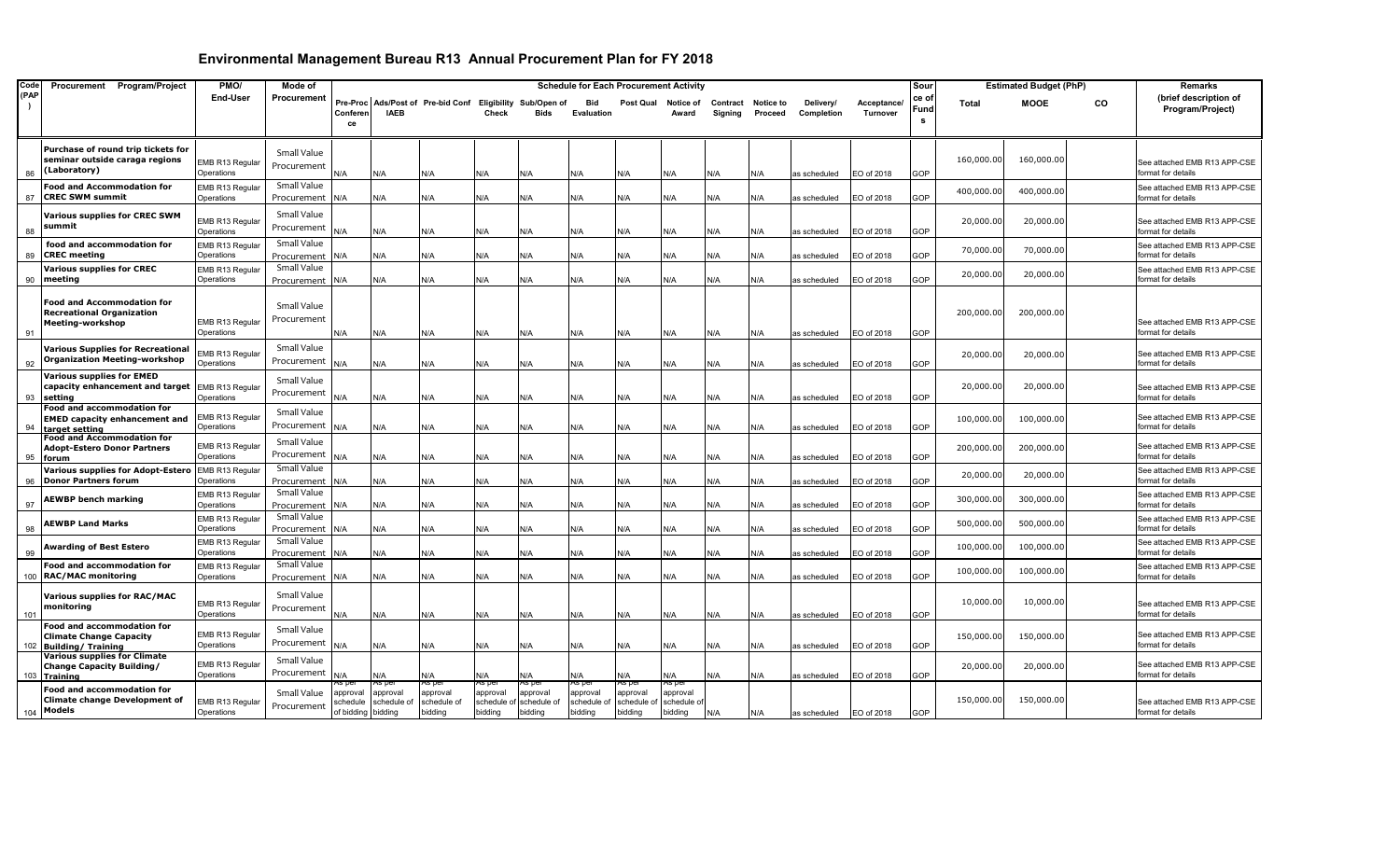# Environmental Management Bureau R13 Annual Procurement Plan for FY 2018

| Code (PAP) | Procurement Program/Project | PMO/ End-User | Mode of Procurement | Schedule for Each Procurement Activity | | | | | | | | | | | | Source of Funds | Estimated Budget (PhP) | | | Remarks (brief description of Program/Project) |
|---|---|---|---|---|---|---|---|---|---|---|---|---|---|---|---|---|---|---|---|---|
| | | | | Pre-Proc Conference | Ads/Post of IAEB | Pre-bid Conf | Eligibility Check | Sub/Open of Bids | Bid Evaluation | Post Qual | Notice of Award | Contract Signing | Notice to Proceed | Delivery/ Completion | Acceptance/ Turnover | | Total | MOOE | CO | |
| 86 | Purchase of round trip tickets for seminar outside caraga regions (Laboratory) | EMB R13 Regular Operations | Small Value Procurement | N/A | N/A | N/A | N/A | N/A | N/A | N/A | N/A | N/A | N/A | as scheduled | EO of 2018 | GOP | 160,000.00 | 160,000.00 | | See attached EMB R13 APP-CSE format for details |
| 87 | Food and Accommodation for CREC SWM summit | EMB R13 Regular Operations | Small Value Procurement | N/A | N/A | N/A | N/A | N/A | N/A | N/A | N/A | N/A | N/A | as scheduled | EO of 2018 | GOP | 400,000.00 | 400,000.00 | | See attached EMB R13 APP-CSE format for details |
| 88 | Various supplies for CREC SWM summit | EMB R13 Regular Operations | Small Value Procurement | N/A | N/A | N/A | N/A | N/A | N/A | N/A | N/A | N/A | N/A | as scheduled | EO of 2018 | GOP | 20,000.00 | 20,000.00 | | See attached EMB R13 APP-CSE format for details |
| 89 | food and accommodation for CREC meeting | EMB R13 Regular Operations | Small Value Procurement | N/A | N/A | N/A | N/A | N/A | N/A | N/A | N/A | N/A | N/A | as scheduled | EO of 2018 | GOP | 70,000.00 | 70,000.00 | | See attached EMB R13 APP-CSE format for details |
| 90 | Various supplies for CREC meeting | EMB R13 Regular Operations | Small Value Procurement | N/A | N/A | N/A | N/A | N/A | N/A | N/A | N/A | N/A | N/A | as scheduled | EO of 2018 | GOP | 20,000.00 | 20,000.00 | | See attached EMB R13 APP-CSE format for details |
| 91 | Food and Accommodation for Recreational Organization Meeting-workshop | EMB R13 Regular Operations | Small Value Procurement | N/A | N/A | N/A | N/A | N/A | N/A | N/A | N/A | N/A | N/A | as scheduled | EO of 2018 | GOP | 200,000.00 | 200,000.00 | | See attached EMB R13 APP-CSE format for details |
| 92 | Various Supplies for Recreational Organization Meeting-workshop | EMB R13 Regular Operations | Small Value Procurement | N/A | N/A | N/A | N/A | N/A | N/A | N/A | N/A | N/A | N/A | as scheduled | EO of 2018 | GOP | 20,000.00 | 20,000.00 | | See attached EMB R13 APP-CSE format for details |
| 93 | Various supplies for EMED capacity enhancement and target setting | EMB R13 Regular Operations | Small Value Procurement | N/A | N/A | N/A | N/A | N/A | N/A | N/A | N/A | N/A | N/A | as scheduled | EO of 2018 | GOP | 20,000.00 | 20,000.00 | | See attached EMB R13 APP-CSE format for details |
| 94 | Food and accommodation for EMED capacity enhancement and target setting | EMB R13 Regular Operations | Small Value Procurement | N/A | N/A | N/A | N/A | N/A | N/A | N/A | N/A | N/A | N/A | as scheduled | EO of 2018 | GOP | 100,000.00 | 100,000.00 | | See attached EMB R13 APP-CSE format for details |
| 95 | Food and Accommodation for Adopt-Estero Donor Partners forum | EMB R13 Regular Operations | Small Value Procurement | N/A | N/A | N/A | N/A | N/A | N/A | N/A | N/A | N/A | N/A | as scheduled | EO of 2018 | GOP | 200,000.00 | 200,000.00 | | See attached EMB R13 APP-CSE format for details |
| 96 | Various supplies for Adopt-Estero Donor Partners forum | EMB R13 Regular Operations | Small Value Procurement | N/A | N/A | N/A | N/A | N/A | N/A | N/A | N/A | N/A | N/A | as scheduled | EO of 2018 | GOP | 20,000.00 | 20,000.00 | | See attached EMB R13 APP-CSE format for details |
| 97 | AEWBP bench marking | EMB R13 Regular Operations | Small Value Procurement | N/A | N/A | N/A | N/A | N/A | N/A | N/A | N/A | N/A | N/A | as scheduled | EO of 2018 | GOP | 300,000.00 | 300,000.00 | | See attached EMB R13 APP-CSE format for details |
| 98 | AEWBP Land Marks | EMB R13 Regular Operations | Small Value Procurement | N/A | N/A | N/A | N/A | N/A | N/A | N/A | N/A | N/A | N/A | as scheduled | EO of 2018 | GOP | 500,000.00 | 500,000.00 | | See attached EMB R13 APP-CSE format for details |
| 99 | Awarding of Best Estero | EMB R13 Regular Operations | Small Value Procurement | N/A | N/A | N/A | N/A | N/A | N/A | N/A | N/A | N/A | N/A | as scheduled | EO of 2018 | GOP | 100,000.00 | 100,000.00 | | See attached EMB R13 APP-CSE format for details |
| 100 | Food and accommodation for RAC/MAC monitoring | EMB R13 Regular Operations | Small Value Procurement | N/A | N/A | N/A | N/A | N/A | N/A | N/A | N/A | N/A | N/A | as scheduled | EO of 2018 | GOP | 100,000.00 | 100,000.00 | | See attached EMB R13 APP-CSE format for details |
| 101 | Various supplies for RAC/MAC monitoring | EMB R13 Regular Operations | Small Value Procurement | N/A | N/A | N/A | N/A | N/A | N/A | N/A | N/A | N/A | N/A | as scheduled | EO of 2018 | GOP | 10,000.00 | 10,000.00 | | See attached EMB R13 APP-CSE format for details |
| 102 | Food and accommodation for Climate Change Capacity Building/ Training | EMB R13 Regular Operations | Small Value Procurement | N/A | N/A | N/A | N/A | N/A | N/A | N/A | N/A | N/A | N/A | as scheduled | EO of 2018 | GOP | 150,000.00 | 150,000.00 | | See attached EMB R13 APP-CSE format for details |
| 103 | Various supplies for Climate Change Capacity Building/ Training | EMB R13 Regular Operations | Small Value Procurement | N/A | N/A | N/A | N/A | N/A | N/A | N/A | N/A | N/A | N/A | as scheduled | EO of 2018 | GOP | 20,000.00 | 20,000.00 | | See attached EMB R13 APP-CSE format for details |
| 104 | Food and accommodation for Climate change Development of Models | EMB R13 Regular Operations | Small Value Procurement | As per approval schedule of bidding | As per approval schedule of bidding | As per approval schedule of bidding | As per approval schedule of bidding | As per approval schedule of bidding | As per approval schedule of bidding | As per approval schedule of bidding | As per approval schedule of bidding | N/A | N/A | as scheduled | EO of 2018 | GOP | 150,000.00 | 150,000.00 | | See attached EMB R13 APP-CSE format for details |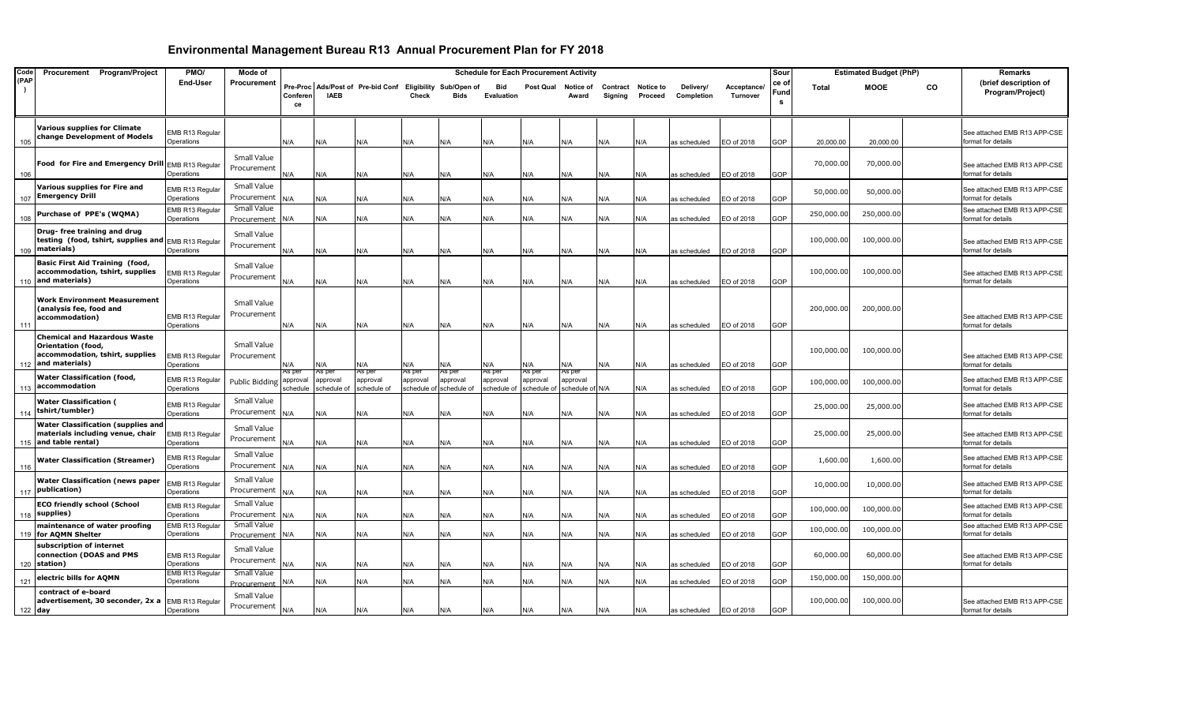# Environmental Management Bureau R13 Annual Procurement Plan for FY 2018

| Code (PAP) | Procurement Program/Project | PMO/ End-User | Mode of Procurement | Schedule for Each Procurement Activity | | | | | | | | | | | | Source of Funds | Estimated Budget (PhP) | | | Remarks (brief description of Program/Project) |
|---|---|---|---|---|---|---|---|---|---|---|---|---|---|---|---|---|---|---|---|---|
| | | | | Pre-Proc Conference | Ads/Post of IAEB | Pre-bid Conf | Eligibility Check | Sub/Open of Bids | Bid Evaluation | Post Qual | Notice of Award | Contract Signing | Notice to Proceed | Delivery/ Completion | Acceptance/ Turnover | | Total | MOOE | CO | |
| 105 | Various supplies for Climate change Development of Models | EMB R13 Regular Operations | | N/A | N/A | N/A | N/A | N/A | N/A | N/A | N/A | N/A | N/A | as scheduled | EO of 2018 | GOP | 20,000.00 | 20,000.00 | | See attached EMB R13 APP-CSE format for details |
| 106 | Food for Fire and Emergency Drill | EMB R13 Regular Operations | Small Value Procurement | N/A | N/A | N/A | N/A | N/A | N/A | N/A | N/A | N/A | N/A | as scheduled | EO of 2018 | GOP | 70,000.00 | 70,000.00 | | See attached EMB R13 APP-CSE format for details |
| 107 | Various supplies for Fire and Emergency Drill | EMB R13 Regular Operations | Small Value Procurement | N/A | N/A | N/A | N/A | N/A | N/A | N/A | N/A | N/A | N/A | as scheduled | EO of 2018 | GOP | 50,000.00 | 50,000.00 | | See attached EMB R13 APP-CSE format for details |
| 108 | Purchase of PPE's (WQMA) | EMB R13 Regular Operations | Small Value Procurement | N/A | N/A | N/A | N/A | N/A | N/A | N/A | N/A | N/A | N/A | as scheduled | EO of 2018 | GOP | 250,000.00 | 250,000.00 | | See attached EMB R13 APP-CSE format for details |
| 109 | Drug- free training and drug testing (food, tshirt, supplies and materials) | EMB R13 Regular Operations | Small Value Procurement | N/A | N/A | N/A | N/A | N/A | N/A | N/A | N/A | N/A | N/A | as scheduled | EO of 2018 | GOP | 100,000.00 | 100,000.00 | | See attached EMB R13 APP-CSE format for details |
| 110 | Basic First Aid Training (food, accommodation, tshirt, supplies and materials) | EMB R13 Regular Operations | Small Value Procurement | N/A | N/A | N/A | N/A | N/A | N/A | N/A | N/A | N/A | N/A | as scheduled | EO of 2018 | GOP | 100,000.00 | 100,000.00 | | See attached EMB R13 APP-CSE format for details |
| 111 | Work Environment Measurement (analysis fee, food and accommodation) | EMB R13 Regular Operations | Small Value Procurement | N/A | N/A | N/A | N/A | N/A | N/A | N/A | N/A | N/A | N/A | as scheduled | EO of 2018 | GOP | 200,000.00 | 200,000.00 | | See attached EMB R13 APP-CSE format for details |
| 112 | Chemical and Hazardous Waste Orientation (food, accommodation, tshirt, supplies and materials) | EMB R13 Regular Operations | Small Value Procurement | N/A | N/A | N/A | N/A | N/A | N/A | N/A | N/A | N/A | N/A | as scheduled | EO of 2018 | GOP | 100,000.00 | 100,000.00 | | See attached EMB R13 APP-CSE format for details |
| 113 | Water Classification (food, accommodation | EMB R13 Regular Operations | Public Bidding | As per approval schedule | As per approval schedule of | As per approval schedule of | As per approval schedule of | As per approval schedule of | As per approval schedule of | As per approval schedule of | As per approval schedule of | N/A | N/A | as scheduled | EO of 2018 | GOP | 100,000.00 | 100,000.00 | | See attached EMB R13 APP-CSE format for details |
| 114 | Water Classification ( tshirt/tumbler) | EMB R13 Regular Operations | Small Value Procurement | N/A | N/A | N/A | N/A | N/A | N/A | N/A | N/A | N/A | N/A | as scheduled | EO of 2018 | GOP | 25,000.00 | 25,000.00 | | See attached EMB R13 APP-CSE format for details |
| 115 | Water Classification (supplies and materials including venue, chair and table rental) | EMB R13 Regular Operations | Small Value Procurement | N/A | N/A | N/A | N/A | N/A | N/A | N/A | N/A | N/A | N/A | as scheduled | EO of 2018 | GOP | 25,000.00 | 25,000.00 | | See attached EMB R13 APP-CSE format for details |
| 116 | Water Classification (Streamer) | EMB R13 Regular Operations | Small Value Procurement | N/A | N/A | N/A | N/A | N/A | N/A | N/A | N/A | N/A | N/A | as scheduled | EO of 2018 | GOP | 1,600.00 | 1,600.00 | | See attached EMB R13 APP-CSE format for details |
| 117 | Water Classification (news paper publication) | EMB R13 Regular Operations | Small Value Procurement | N/A | N/A | N/A | N/A | N/A | N/A | N/A | N/A | N/A | N/A | as scheduled | EO of 2018 | GOP | 10,000.00 | 10,000.00 | | See attached EMB R13 APP-CSE format for details |
| 118 | ECO friendly school (School supplies) | EMB R13 Regular Operations | Small Value Procurement | N/A | N/A | N/A | N/A | N/A | N/A | N/A | N/A | N/A | N/A | as scheduled | EO of 2018 | GOP | 100,000.00 | 100,000.00 | | See attached EMB R13 APP-CSE format for details |
| 119 | maintenance of water proofing for AQMN Shelter | EMB R13 Regular Operations | Small Value Procurement | N/A | N/A | N/A | N/A | N/A | N/A | N/A | N/A | N/A | N/A | as scheduled | EO of 2018 | GOP | 100,000.00 | 100,000.00 | | See attached EMB R13 APP-CSE format for details |
| 120 | subscription of internet connection (DOAS and PMS station) | EMB R13 Regular Operations | Small Value Procurement | N/A | N/A | N/A | N/A | N/A | N/A | N/A | N/A | N/A | N/A | as scheduled | EO of 2018 | GOP | 60,000.00 | 60,000.00 | | See attached EMB R13 APP-CSE format for details |
| 121 | electric bills for AQMN | EMB R13 Regular Operations | Small Value Procurement | N/A | N/A | N/A | N/A | N/A | N/A | N/A | N/A | N/A | N/A | as scheduled | EO of 2018 | GOP | 150,000.00 | 150,000.00 | | |
| 122 | contract of e-board advertisement, 30 seconder, 2x a day | EMB R13 Regular Operations | Small Value Procurement | N/A | N/A | N/A | N/A | N/A | N/A | N/A | N/A | N/A | N/A | as scheduled | EO of 2018 | GOP | 100,000.00 | 100,000.00 | | See attached EMB R13 APP-CSE format for details |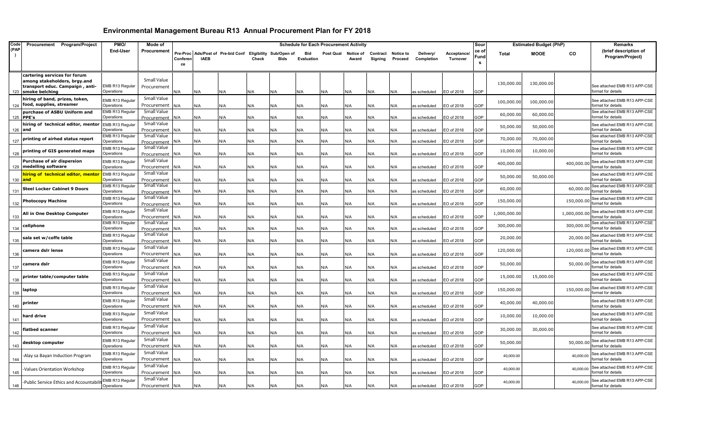# Environmental Management Bureau R13 Annual Procurement Plan for FY 2018

| Code (PAP) | Procurement Program/Project | PMO/ End-User | Mode of Procurement | Schedule for Each Procurement Activity | | | | | | | | | | | | Source of Funds | Estimated Budget (PhP) | | | Remarks (brief description of Program/Project) |
|---|---|---|---|---|---|---|---|---|---|---|---|---|---|---|---|---|---|---|---|---|
| | | | | Pre-Proc Conference | Ads/Post of IAEB | Pre-bid Conf | Eligibility Check | Sub/Open of Bids | Bid Evaluation | Post Qual | Notice of Award | Contract Signing | Notice to Proceed | Delivery/ Completion | Acceptance/ Turnover | | Total | MOOE | CO | |
| 123 | cartering services for forum among stakeholders, brgy.and transport educ. Campaign , anti-smoke belching | EMB R13 Regular Operations | Small Value Procurement | N/A | N/A | N/A | N/A | N/A | N/A | N/A | N/A | N/A | N/A | as scheduled | EO of 2018 | GOP | 130,000.00 | 130,000.00 | | See attached EMB R13 APP-CSE format for details |
| 124 | hiring of band, prizes, token, food, supplies, streamer | EMB R13 Regular Operations | Small Value Procurement | N/A | N/A | N/A | N/A | N/A | N/A | N/A | N/A | N/A | N/A | as scheduled | EO of 2018 | GOP | 100,000.00 | 100,000.00 | | See attached EMB R13 APP-CSE format for details |
| 125 | purchase of ASBU Uniform and PPE's | EMB R13 Regular Operations | Small Value Procurement | N/A | N/A | N/A | N/A | N/A | N/A | N/A | N/A | N/A | N/A | as scheduled | EO of 2018 | GOP | 60,000.00 | 60,000.00 | | See attached EMB R13 APP-CSE format for details |
| 126 | hiring of technical editor, mentor and | EMB R13 Regular Operations | Small Value Procurement | N/A | N/A | N/A | N/A | N/A | N/A | N/A | N/A | N/A | N/A | as scheduled | EO of 2018 | GOP | 50,000.00 | 50,000.00 | | See attached EMB R13 APP-CSE format for details |
| 127 | printing of airhed status report | EMB R13 Regular Operations | Small Value Procurement | N/A | N/A | N/A | N/A | N/A | N/A | N/A | N/A | N/A | N/A | as scheduled | EO of 2018 | GOP | 70,000.00 | 70,000.00 | | See attached EMB R13 APP-CSE format for details |
| 128 | printing of GIS generated maps | EMB R13 Regular Operations | Small Value Procurement | N/A | N/A | N/A | N/A | N/A | N/A | N/A | N/A | N/A | N/A | as scheduled | EO of 2018 | GOP | 10,000.00 | 10,000.00 | | See attached EMB R13 APP-CSE format for details |
| 129 | Purchase of air dispersion medelling software | EMB R13 Regular Operations | Small Value Procurement | N/A | N/A | N/A | N/A | N/A | N/A | N/A | N/A | N/A | N/A | as scheduled | EO of 2018 | GOP | 400,000.00 | | 400,000.00 | See attached EMB R13 APP-CSE format for details |
| 130 | hiring of technical editor, mentor and | EMB R13 Regular Operations | Small Value Procurement | N/A | N/A | N/A | N/A | N/A | N/A | N/A | N/A | N/A | N/A | as scheduled | EO of 2018 | GOP | 50,000.00 | 50,000.00 | | See attached EMB R13 APP-CSE format for details |
| 131 | Steel Locker Cabinet 9 Doors | EMB R13 Regular Operations | Small Value Procurement | N/A | N/A | N/A | N/A | N/A | N/A | N/A | N/A | N/A | N/A | as scheduled | EO of 2018 | GOP | 60,000.00 | | 60,000.00 | See attached EMB R13 APP-CSE format for details |
| 132 | Photocopy Machine | EMB R13 Regular Operations | Small Value Procurement | N/A | N/A | N/A | N/A | N/A | N/A | N/A | N/A | N/A | N/A | as scheduled | EO of 2018 | GOP | 150,000.00 | | 150,000.00 | See attached EMB R13 APP-CSE format for details |
| 133 | All in One Desktop Computer | EMB R13 Regular Operations | Small Value Procurement | N/A | N/A | N/A | N/A | N/A | N/A | N/A | N/A | N/A | N/A | as scheduled | EO of 2018 | GOP | 1,000,000.00 | | 1,000,000.00 | See attached EMB R13 APP-CSE format for details |
| 134 | cellphone | EMB R13 Regular Operations | Small Value Procurement | N/A | N/A | N/A | N/A | N/A | N/A | N/A | N/A | N/A | N/A | as scheduled | EO of 2018 | GOP | 300,000.00 | | 300,000.00 | See attached EMB R13 APP-CSE format for details |
| 135 | sala set w/coffe table | EMB R13 Regular Operations | Small Value Procurement | N/A | N/A | N/A | N/A | N/A | N/A | N/A | N/A | N/A | N/A | as scheduled | EO of 2018 | GOP | 20,000.00 | | 20,000.00 | See attached EMB R13 APP-CSE format for details |
| 136 | camera dslr lense | EMB R13 Regular Operations | Small Value Procurement | N/A | N/A | N/A | N/A | N/A | N/A | N/A | N/A | N/A | N/A | as scheduled | EO of 2018 | GOP | 120,000.00 | | 120,000.00 | See attached EMB R13 APP-CSE format for details |
| 137 | camera dslr | EMB R13 Regular Operations | Small Value Procurement | N/A | N/A | N/A | N/A | N/A | N/A | N/A | N/A | N/A | N/A | as scheduled | EO of 2018 | GOP | 50,000.00 | | 50,000.00 | See attached EMB R13 APP-CSE format for details |
| 138 | printer table/computer table | EMB R13 Regular Operations | Small Value Procurement | N/A | N/A | N/A | N/A | N/A | N/A | N/A | N/A | N/A | N/A | as scheduled | EO of 2018 | GOP | 15,000.00 | 15,000.00 | | See attached EMB R13 APP-CSE format for details |
| 139 | laptop | EMB R13 Regular Operations | Small Value Procurement | N/A | N/A | N/A | N/A | N/A | N/A | N/A | N/A | N/A | N/A | as scheduled | EO of 2018 | GOP | 150,000.00 | | 150,000.00 | See attached EMB R13 APP-CSE format for details |
| 140 | printer | EMB R13 Regular Operations | Small Value Procurement | N/A | N/A | N/A | N/A | N/A | N/A | N/A | N/A | N/A | N/A | as scheduled | EO of 2018 | GOP | 40,000.00 | 40,000.00 | | See attached EMB R13 APP-CSE format for details |
| 141 | hard drive | EMB R13 Regular Operations | Small Value Procurement | N/A | N/A | N/A | N/A | N/A | N/A | N/A | N/A | N/A | N/A | as scheduled | EO of 2018 | GOP | 10,000.00 | 10,000.00 | | See attached EMB R13 APP-CSE format for details |
| 142 | flatbed scanner | EMB R13 Regular Operations | Small Value Procurement | N/A | N/A | N/A | N/A | N/A | N/A | N/A | N/A | N/A | N/A | as scheduled | EO of 2018 | GOP | 30,000.00 | 30,000.00 | | See attached EMB R13 APP-CSE format for details |
| 143 | desktop computer | EMB R13 Regular Operations | Small Value Procurement | N/A | N/A | N/A | N/A | N/A | N/A | N/A | N/A | N/A | N/A | as scheduled | EO of 2018 | GOP | 50,000.00 | | 50,000.00 | See attached EMB R13 APP-CSE format for details |
| 144 | -Alay sa Bayan Induction Program | EMB R13 Regular Operations | Small Value Procurement | N/A | N/A | N/A | N/A | N/A | N/A | N/A | N/A | N/A | N/A | as scheduled | EO of 2018 | GOP | 40,000.00 | | 40,000.00 | See attached EMB R13 APP-CSE format for details |
| 145 | -Values Orientation Workshop | EMB R13 Regular Operations | Small Value Procurement | N/A | N/A | N/A | N/A | N/A | N/A | N/A | N/A | N/A | N/A | as scheduled | EO of 2018 | GOP | 40,000.00 | | 40,000.00 | See attached EMB R13 APP-CSE format for details |
| 146 | -Public Service Ethics and Accountabili | EMB R13 Regular Operations | Small Value Procurement | N/A | N/A | N/A | N/A | N/A | N/A | N/A | N/A | N/A | N/A | as scheduled | EO of 2018 | GOP | 40,000.00 | | 40,000.00 | See attached EMB R13 APP-CSE format for details |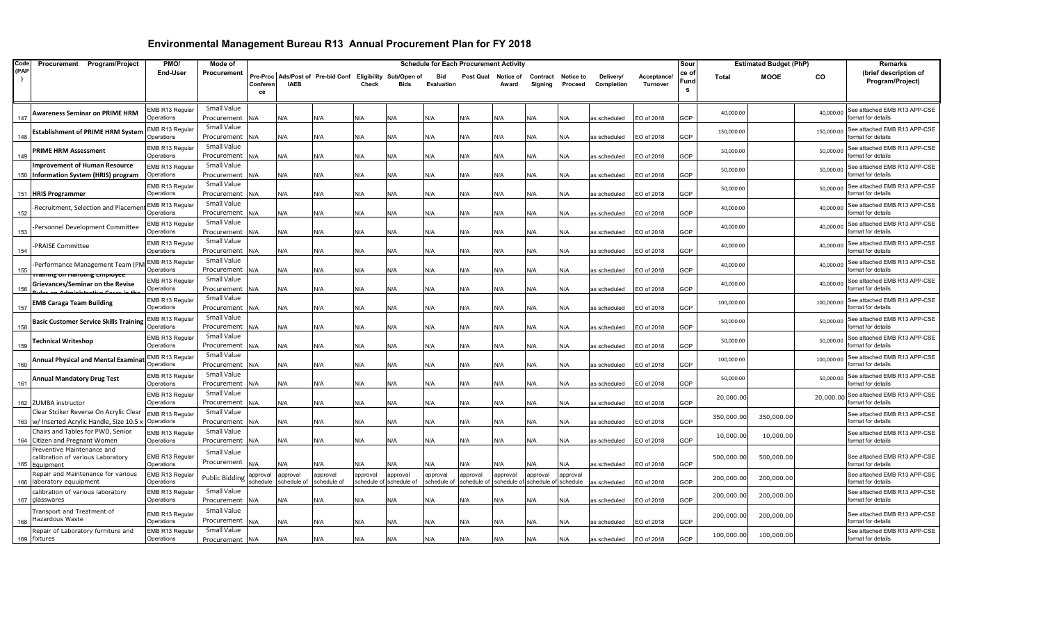# Environmental Management Bureau R13 Annual Procurement Plan for FY 2018

| Code (PAP) | Procurement Program/Project | PMO/ End-User | Mode of Procurement | Schedule for Each Procurement Activity | | | | | | | | | | | | Source of Funds | Estimated Budget (PhP) | | | Remarks (brief description of Program/Project) |
|---|---|---|---|---|---|---|---|---|---|---|---|---|---|---|---|---|---|---|---|---|
| | | | | Pre-Proc Conference | Ads/Post of IAEB | Pre-bid Conf | Eligibility Check | Sub/Open of Bids | Bid Evaluation | Post Qual | Notice of Award | Contract Signing | Notice to Proceed | Delivery/ Completion | Acceptance/ Turnover | | Total | MOOE | CO | |
| 147 | Awareness Seminar on PRIME HRM | EMB R13 Regular Operations | Small Value Procurement | N/A | N/A | N/A | N/A | N/A | N/A | N/A | N/A | N/A | N/A | as scheduled | EO of 2018 | GOP | 40,000.00 | | 40,000.00 | See attached EMB R13 APP-CSE format for details |
| 148 | Establishment of PRIME HRM System | EMB R13 Regular Operations | Small Value Procurement | N/A | N/A | N/A | N/A | N/A | N/A | N/A | N/A | N/A | N/A | as scheduled | EO of 2018 | GOP | 150,000.00 | | 150,000.00 | See attached EMB R13 APP-CSE format for details |
| 149 | PRIME HRM Assessment | EMB R13 Regular Operations | Small Value Procurement | N/A | N/A | N/A | N/A | N/A | N/A | N/A | N/A | N/A | N/A | as scheduled | EO of 2018 | GOP | 50,000.00 | | 50,000.00 | See attached EMB R13 APP-CSE format for details |
| 150 | Improvement of Human Resource Information System (HRIS) program | EMB R13 Regular Operations | Small Value Procurement | N/A | N/A | N/A | N/A | N/A | N/A | N/A | N/A | N/A | N/A | as scheduled | EO of 2018 | GOP | 50,000.00 | | 50,000.00 | See attached EMB R13 APP-CSE format for details |
| 151 | HRIS Programmer | EMB R13 Regular Operations | Small Value Procurement | N/A | N/A | N/A | N/A | N/A | N/A | N/A | N/A | N/A | N/A | as scheduled | EO of 2018 | GOP | 50,000.00 | | 50,000.00 | See attached EMB R13 APP-CSE format for details |
| 152 | -Recruitment, Selection and Placement | EMB R13 Regular Operations | Small Value Procurement | N/A | N/A | N/A | N/A | N/A | N/A | N/A | N/A | N/A | N/A | as scheduled | EO of 2018 | GOP | 40,000.00 | | 40,000.00 | See attached EMB R13 APP-CSE format for details |
| 153 | -Personnel Development Committee | EMB R13 Regular Operations | Small Value Procurement | N/A | N/A | N/A | N/A | N/A | N/A | N/A | N/A | N/A | N/A | as scheduled | EO of 2018 | GOP | 40,000.00 | | 40,000.00 | See attached EMB R13 APP-CSE format for details |
| 154 | -PRAISE Committee | EMB R13 Regular Operations | Small Value Procurement | N/A | N/A | N/A | N/A | N/A | N/A | N/A | N/A | N/A | N/A | as scheduled | EO of 2018 | GOP | 40,000.00 | | 40,000.00 | See attached EMB R13 APP-CSE format for details |
| 155 | -Performance Management Team (PM | EMB R13 Regular Operations | Small Value Procurement | N/A | N/A | N/A | N/A | N/A | N/A | N/A | N/A | N/A | N/A | as scheduled | EO of 2018 | GOP | 40,000.00 | | 40,000.00 | See attached EMB R13 APP-CSE format for details |
| 156 | Training on Handling Employee Grievances/Seminar on the Revise Rules on Administrative Cases in the | EMB R13 Regular Operations | Small Value Procurement | N/A | N/A | N/A | N/A | N/A | N/A | N/A | N/A | N/A | N/A | as scheduled | EO of 2018 | GOP | 40,000.00 | | 40,000.00 | See attached EMB R13 APP-CSE format for details |
| 157 | EMB Caraga Team Building | EMB R13 Regular Operations | Small Value Procurement | N/A | N/A | N/A | N/A | N/A | N/A | N/A | N/A | N/A | N/A | as scheduled | EO of 2018 | GOP | 100,000.00 | | 100,000.00 | See attached EMB R13 APP-CSE format for details |
| 158 | Basic Customer Service Skills Training | EMB R13 Regular Operations | Small Value Procurement | N/A | N/A | N/A | N/A | N/A | N/A | N/A | N/A | N/A | N/A | as scheduled | EO of 2018 | GOP | 50,000.00 | | 50,000.00 | See attached EMB R13 APP-CSE format for details |
| 159 | Technical Writeshop | EMB R13 Regular Operations | Small Value Procurement | N/A | N/A | N/A | N/A | N/A | N/A | N/A | N/A | N/A | N/A | as scheduled | EO of 2018 | GOP | 50,000.00 | | 50,000.00 | See attached EMB R13 APP-CSE format for details |
| 160 | Annual Physical and Mental Examinat | EMB R13 Regular Operations | Small Value Procurement | N/A | N/A | N/A | N/A | N/A | N/A | N/A | N/A | N/A | N/A | as scheduled | EO of 2018 | GOP | 100,000.00 | | 100,000.00 | See attached EMB R13 APP-CSE format for details |
| 161 | Annual Mandatory Drug Test | EMB R13 Regular Operations | Small Value Procurement | N/A | N/A | N/A | N/A | N/A | N/A | N/A | N/A | N/A | N/A | as scheduled | EO of 2018 | GOP | 50,000.00 | | 50,000.00 | See attached EMB R13 APP-CSE format for details |
| 162 | ZUMBA instructor | EMB R13 Regular Operations | Small Value Procurement | N/A | N/A | N/A | N/A | N/A | N/A | N/A | N/A | N/A | N/A | as scheduled | EO of 2018 | GOP | 20,000.00 | | 20,000.00 | See attached EMB R13 APP-CSE format for details |
| 163 | Clear Stciker Reverse On Acrylic Clear w/ Inserted Acrylic Handle, Size 10.5 x | EMB R13 Regular Operations | Small Value Procurement | N/A | N/A | N/A | N/A | N/A | N/A | N/A | N/A | N/A | N/A | as scheduled | EO of 2018 | GOP | 350,000.00 | 350,000.00 | | See attached EMB R13 APP-CSE format for details |
| 164 | Chairs and Tables for PWD, Senior Citizen and Pregnant Women | EMB R13 Regular Operations | Small Value Procurement | N/A | N/A | N/A | N/A | N/A | N/A | N/A | N/A | N/A | N/A | as scheduled | EO of 2018 | GOP | 10,000.00 | 10,000.00 | | See attached EMB R13 APP-CSE format for details |
| 165 | Preventive Maintenance and calibration of various Laboratory Equipment | EMB R13 Regular Operations | Small Value Procurement | N/A | N/A | N/A | N/A | N/A | N/A | N/A | N/A | N/A | N/A | as scheduled | EO of 2018 | GOP | 500,000.00 | 500,000.00 | | See attached EMB R13 APP-CSE format for details |
| 166 | Repair and Maintenance for various laboratory equuipment | EMB R13 Regular Operations | Public Bidding | approval schedule | approval schedule of | approval schedule of | approval schedule of | approval schedule of | approval schedule of | approval schedule of | approval schedule of | approval schedule of | approval schedule | as scheduled | EO of 2018 | GOP | 200,000.00 | 200,000.00 | | See attached EMB R13 APP-CSE format for details |
| 167 | calibration of various laboratory glasswares | EMB R13 Regular Operations | Small Value Procurement | N/A | N/A | N/A | N/A | N/A | N/A | N/A | N/A | N/A | N/A | as scheduled | EO of 2018 | GOP | 200,000.00 | 200,000.00 | | See attached EMB R13 APP-CSE format for details |
| 168 | Transport and Treatment of Hazardous Waste | EMB R13 Regular Operations | Small Value Procurement | N/A | N/A | N/A | N/A | N/A | N/A | N/A | N/A | N/A | N/A | as scheduled | EO of 2018 | GOP | 200,000.00 | 200,000.00 | | See attached EMB R13 APP-CSE format for details |
| 169 | Repair of Laboratory furniture and fixtures | EMB R13 Regular Operations | Small Value Procurement | N/A | N/A | N/A | N/A | N/A | N/A | N/A | N/A | N/A | N/A | as scheduled | EO of 2018 | GOP | 100,000.00 | 100,000.00 | | See attached EMB R13 APP-CSE format for details |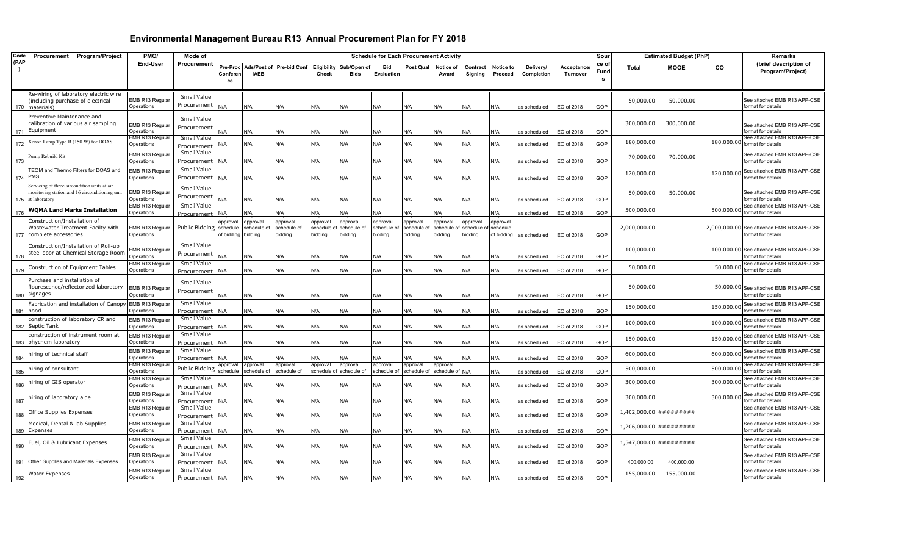# Environmental Management Bureau R13 Annual Procurement Plan for FY 2018

| Code (PAP) | Procurement Program/Project | PMO/ End-User | Mode of Procurement | Schedule for Each Procurement Activity | | | | | | | | | | | | Source of Funds | Estimated Budget (PhP) | | | Remarks (brief description of Program/Project) |
|---|---|---|---|---|---|---|---|---|---|---|---|---|---|---|---|---|---|---|---|---|
| | | | | Pre-Proc Conference | Ads/Post of IAEB | Pre-bid Conf | Eligibility Check | Sub/Open of Bids | Bid Evaluation | Post Qual | Notice of Award | Contract Signing | Notice to Proceed | Delivery/ Completion | Acceptance/ Turnover | | Total | MOOE | CO | |
| 170 | Re-wiring of laboratory electric wire (including purchase of electrical materials) | EMB R13 Regular Operations | Small Value Procurement | N/A | N/A | N/A | N/A | N/A | N/A | N/A | N/A | N/A | N/A | as scheduled | EO of 2018 | GOP | 50,000.00 | 50,000.00 | | See attached EMB R13 APP-CSE format for details |
| 171 | Preventive Maintenance and calibration of various air sampling Equipment | EMB R13 Regular Operations | Small Value Procurement | N/A | N/A | N/A | N/A | N/A | N/A | N/A | N/A | N/A | N/A | as scheduled | EO of 2018 | GOP | 300,000.00 | 300,000.00 | | See attached EMB R13 APP-CSE format for details |
| 172 | Xenon Lamp Type B (150 W) for DOAS | EMB R13 Regular Operations | Small Value Procurement | N/A | N/A | N/A | N/A | N/A | N/A | N/A | N/A | N/A | N/A | as scheduled | EO of 2018 | GOP | 180,000.00 | | 180,000.00 | See attached EMB R13 APP-CSE format for details |
| 173 | Pump Rebuild Kit | EMB R13 Regular Operations | Small Value Procurement | N/A | N/A | N/A | N/A | N/A | N/A | N/A | N/A | N/A | N/A | as scheduled | EO of 2018 | GOP | 70,000.00 | 70,000.00 | | See attached EMB R13 APP-CSE format for details |
| 174 | TEOM and Thermo Filters for DOAS and PMS | EMB R13 Regular Operations | Small Value Procurement | N/A | N/A | N/A | N/A | N/A | N/A | N/A | N/A | N/A | N/A | as scheduled | EO of 2018 | GOP | 120,000.00 | | 120,000.00 | See attached EMB R13 APP-CSE format for details |
| 175 | Servicing of three aircondition units at air monitoring station and 16 airconditioning unit at laboratory | EMB R13 Regular Operations | Small Value Procurement | N/A | N/A | N/A | N/A | N/A | N/A | N/A | N/A | N/A | N/A | as scheduled | EO of 2018 | GOP | 50,000.00 | 50,000.00 | | See attached EMB R13 APP-CSE format for details |
| 176 | **WQMA Land Marks Installation** | EMB R13 Regular Operations | Small Value Procurement | N/A | N/A | N/A | N/A | N/A | N/A | N/A | N/A | N/A | N/A | as scheduled | EO of 2018 | GOP | 500,000.00 | | 500,000.00 | See attached EMB R13 APP-CSE format for details |
| 177 | Construction/Installation of Wastewater Treatment Facilty with complete accessories | EMB R13 Regular Operations | Public Bidding | approval schedule of bidding | approval schedule of bidding | approval schedule of bidding | approval schedule of bidding | approval schedule of bidding | approval schedule of bidding | approval schedule of bidding | approval schedule of bidding | approval schedule of bidding | approval schedule of bidding | as scheduled | EO of 2018 | GOP | 2,000,000.00 | | 2,000,000.00 | See attached EMB R13 APP-CSE format for details |
| 178 | Construction/Installation of Roll-up steel door at Chemical Storage Room | EMB R13 Regular Operations | Small Value Procurement | N/A | N/A | N/A | N/A | N/A | N/A | N/A | N/A | N/A | N/A | as scheduled | EO of 2018 | GOP | 100,000.00 | | 100,000.00 | See attached EMB R13 APP-CSE format for details |
| 179 | Construction of Equipment Tables | EMB R13 Regular Operations | Small Value Procurement | N/A | N/A | N/A | N/A | N/A | N/A | N/A | N/A | N/A | N/A | as scheduled | EO of 2018 | GOP | 50,000.00 | | 50,000.00 | See attached EMB R13 APP-CSE format for details |
| 180 | Purchase and installation of flourescence/reflectorized laboratory signages | EMB R13 Regular Operations | Small Value Procurement | N/A | N/A | N/A | N/A | N/A | N/A | N/A | N/A | N/A | N/A | as scheduled | EO of 2018 | GOP | 50,000.00 | | 50,000.00 | See attached EMB R13 APP-CSE format for details |
| 181 | Fabrication and installation of Canopy hood | EMB R13 Regular Operations | Small Value Procurement | N/A | N/A | N/A | N/A | N/A | N/A | N/A | N/A | N/A | N/A | as scheduled | EO of 2018 | GOP | 150,000.00 | | 150,000.00 | See attached EMB R13 APP-CSE format for details |
| 182 | construction of laboratory CR and Septic Tank | EMB R13 Regular Operations | Small Value Procurement | N/A | N/A | N/A | N/A | N/A | N/A | N/A | N/A | N/A | N/A | as scheduled | EO of 2018 | GOP | 100,000.00 | | 100,000.00 | See attached EMB R13 APP-CSE format for details |
| 183 | construction of instrument room at phychem laboratory | EMB R13 Regular Operations | Small Value Procurement | N/A | N/A | N/A | N/A | N/A | N/A | N/A | N/A | N/A | N/A | as scheduled | EO of 2018 | GOP | 150,000.00 | | 150,000.00 | See attached EMB R13 APP-CSE format for details |
| 184 | hiring of technical staff | EMB R13 Regular Operations | Small Value Procurement | N/A | N/A | N/A | N/A | N/A | N/A | N/A | N/A | N/A | N/A | as scheduled | EO of 2018 | GOP | 600,000.00 | | 600,000.00 | See attached EMB R13 APP-CSE format for details |
| 185 | hiring of consultant | EMB R13 Regular Operations | Public Bidding | approval schedule | approval schedule of | approval schedule of | approval schedule of | approval schedule of | approval schedule of | approval schedule of | approval schedule of | N/A | N/A | as scheduled | EO of 2018 | GOP | 500,000.00 | | 500,000.00 | See attached EMB R13 APP-CSE format for details |
| 186 | hiring of GIS operator | EMB R13 Regular Operations | Small Value Procurement | N/A | N/A | N/A | N/A | N/A | N/A | N/A | N/A | N/A | N/A | as scheduled | EO of 2018 | GOP | 300,000.00 | | 300,000.00 | See attached EMB R13 APP-CSE format for details |
| 187 | hiring of laboratory aide | EMB R13 Regular Operations | Small Value Procurement | N/A | N/A | N/A | N/A | N/A | N/A | N/A | N/A | N/A | N/A | as scheduled | EO of 2018 | GOP | 300,000.00 | | 300,000.00 | See attached EMB R13 APP-CSE format for details |
| 188 | Office Supplies Expenses | EMB R13 Regular Operations | Small Value Procurement | N/A | N/A | N/A | N/A | N/A | N/A | N/A | N/A | N/A | N/A | as scheduled | EO of 2018 | GOP | 1,402,000.00 | ######### | | See attached EMB R13 APP-CSE format for details |
| 189 | Medical, Dental & lab Supplies Expenses | EMB R13 Regular Operations | Small Value Procurement | N/A | N/A | N/A | N/A | N/A | N/A | N/A | N/A | N/A | N/A | as scheduled | EO of 2018 | GOP | 1,206,000.00 | ######### | | See attached EMB R13 APP-CSE format for details |
| 190 | Fuel, Oil & Lubricant Expenses | EMB R13 Regular Operations | Small Value Procurement | N/A | N/A | N/A | N/A | N/A | N/A | N/A | N/A | N/A | N/A | as scheduled | EO of 2018 | GOP | 1,547,000.00 | ######### | | See attached EMB R13 APP-CSE format for details |
| 191 | Other Supplies and Materials Expenses | EMB R13 Regular Operations | Small Value Procurement | N/A | N/A | N/A | N/A | N/A | N/A | N/A | N/A | N/A | N/A | as scheduled | EO of 2018 | GOP | 400,000.00 | 400,000.00 | | See attached EMB R13 APP-CSE format for details |
| 192 | Water Expenses | EMB R13 Regular Operations | Small Value Procurement | N/A | N/A | N/A | N/A | N/A | N/A | N/A | N/A | N/A | N/A | as scheduled | EO of 2018 | GOP | 155,000.00 | 155,000.00 | | See attached EMB R13 APP-CSE format for details |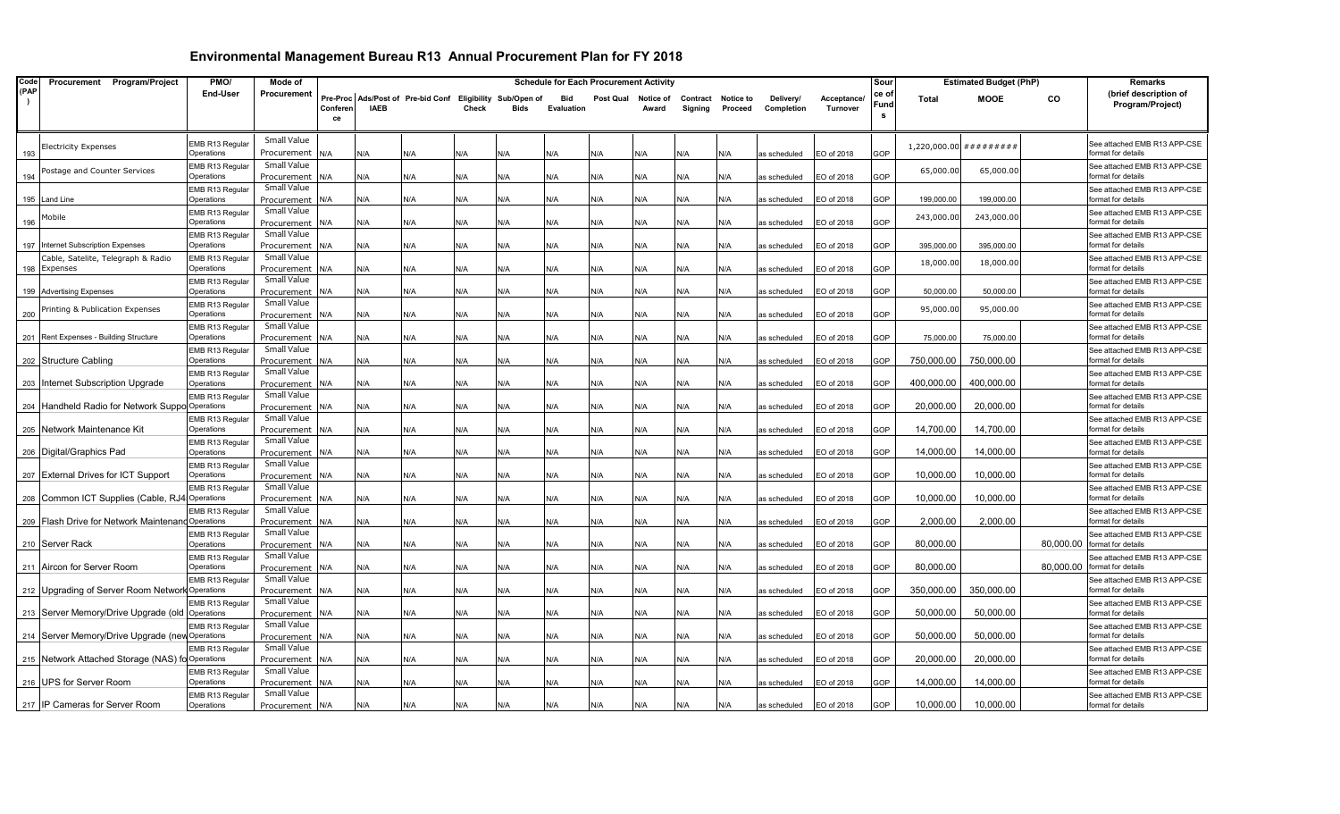# Environmental Management Bureau R13 Annual Procurement Plan for FY 2018

| Code (PAP) | Procurement Program/Project | PMO/ End-User | Mode of Procurement | Schedule for Each Procurement Activity | | | | | | | | | | | | | Source of Funds | Estimated Budget (PhP) | | | Remarks (brief description of Program/Project) |
|---|---|---|---|---|---|---|---|---|---|---|---|---|---|---|---|---|---|---|---|---|---|
| | | | | Pre-Proc Conference | Ads/Post of IAEB | Pre-bid Conf | Eligibility Check | Sub/Open of Bids | Bid Evaluation | Post Qual | Notice of Award | Contract Signing | Notice to Proceed | Delivery/ Completion | Acceptance/ Turnover | | | Total | MOOE | CO | |
| 193 | Electricity Expenses | EMB R13 Regular Operations | Small Value Procurement | N/A | N/A | N/A | N/A | N/A | N/A | N/A | N/A | N/A | N/A | as scheduled | EO of 2018 | | GOP | 1,220,000.00 | ######### | | See attached EMB R13 APP-CSE format for details |
| 194 | Postage and Counter Services | EMB R13 Regular Operations | Small Value Procurement | N/A | N/A | N/A | N/A | N/A | N/A | N/A | N/A | N/A | N/A | as scheduled | EO of 2018 | | GOP | 65,000.00 | 65,000.00 | | See attached EMB R13 APP-CSE format for details |
| 195 | Land Line | EMB R13 Regular Operations | Small Value Procurement | N/A | N/A | N/A | N/A | N/A | N/A | N/A | N/A | N/A | N/A | as scheduled | EO of 2018 | | GOP | 199,000.00 | 199,000.00 | | See attached EMB R13 APP-CSE format for details |
| 196 | Mobile | EMB R13 Regular Operations | Small Value Procurement | N/A | N/A | N/A | N/A | N/A | N/A | N/A | N/A | N/A | N/A | as scheduled | EO of 2018 | | GOP | 243,000.00 | 243,000.00 | | See attached EMB R13 APP-CSE format for details |
| 197 | Internet Subscription Expenses | EMB R13 Regular Operations | Small Value Procurement | N/A | N/A | N/A | N/A | N/A | N/A | N/A | N/A | N/A | N/A | as scheduled | EO of 2018 | | GOP | 395,000.00 | 395,000.00 | | See attached EMB R13 APP-CSE format for details |
| 198 | Cable, Satelite, Telegraph & Radio Expenses | EMB R13 Regular Operations | Small Value Procurement | N/A | N/A | N/A | N/A | N/A | N/A | N/A | N/A | N/A | N/A | as scheduled | EO of 2018 | | GOP | 18,000.00 | 18,000.00 | | See attached EMB R13 APP-CSE format for details |
| 199 | Advertising Expenses | EMB R13 Regular Operations | Small Value Procurement | N/A | N/A | N/A | N/A | N/A | N/A | N/A | N/A | N/A | N/A | as scheduled | EO of 2018 | | GOP | 50,000.00 | 50,000.00 | | See attached EMB R13 APP-CSE format for details |
| 200 | Printing & Publication Expenses | EMB R13 Regular Operations | Small Value Procurement | N/A | N/A | N/A | N/A | N/A | N/A | N/A | N/A | N/A | N/A | as scheduled | EO of 2018 | | GOP | 95,000.00 | 95,000.00 | | See attached EMB R13 APP-CSE format for details |
| 201 | Rent Expenses - Building Structure | EMB R13 Regular Operations | Small Value Procurement | N/A | N/A | N/A | N/A | N/A | N/A | N/A | N/A | N/A | N/A | as scheduled | EO of 2018 | | GOP | 75,000.00 | 75,000.00 | | See attached EMB R13 APP-CSE format for details |
| 202 | Structure Cabling | EMB R13 Regular Operations | Small Value Procurement | N/A | N/A | N/A | N/A | N/A | N/A | N/A | N/A | N/A | N/A | as scheduled | EO of 2018 | | GOP | 750,000.00 | 750,000.00 | | See attached EMB R13 APP-CSE format for details |
| 203 | Internet Subscription Upgrade | EMB R13 Regular Operations | Small Value Procurement | N/A | N/A | N/A | N/A | N/A | N/A | N/A | N/A | N/A | N/A | as scheduled | EO of 2018 | | GOP | 400,000.00 | 400,000.00 | | See attached EMB R13 APP-CSE format for details |
| 204 | Handheld Radio for Network Suppo | EMB R13 Regular Operations | Small Value Procurement | N/A | N/A | N/A | N/A | N/A | N/A | N/A | N/A | N/A | N/A | as scheduled | EO of 2018 | | GOP | 20,000.00 | 20,000.00 | | See attached EMB R13 APP-CSE format for details |
| 205 | Network Maintenance Kit | EMB R13 Regular Operations | Small Value Procurement | N/A | N/A | N/A | N/A | N/A | N/A | N/A | N/A | N/A | N/A | as scheduled | EO of 2018 | | GOP | 14,700.00 | 14,700.00 | | See attached EMB R13 APP-CSE format for details |
| 206 | Digital/Graphics Pad | EMB R13 Regular Operations | Small Value Procurement | N/A | N/A | N/A | N/A | N/A | N/A | N/A | N/A | N/A | N/A | as scheduled | EO of 2018 | | GOP | 14,000.00 | 14,000.00 | | See attached EMB R13 APP-CSE format for details |
| 207 | External Drives for ICT Support | EMB R13 Regular Operations | Small Value Procurement | N/A | N/A | N/A | N/A | N/A | N/A | N/A | N/A | N/A | N/A | as scheduled | EO of 2018 | | GOP | 10,000.00 | 10,000.00 | | See attached EMB R13 APP-CSE format for details |
| 208 | Common ICT Supplies (Cable, RJ4 | EMB R13 Regular Operations | Small Value Procurement | N/A | N/A | N/A | N/A | N/A | N/A | N/A | N/A | N/A | N/A | as scheduled | EO of 2018 | | GOP | 10,000.00 | 10,000.00 | | See attached EMB R13 APP-CSE format for details |
| 209 | Flash Drive for Network Maintenanc | EMB R13 Regular Operations | Small Value Procurement | N/A | N/A | N/A | N/A | N/A | N/A | N/A | N/A | N/A | N/A | as scheduled | EO of 2018 | | GOP | 2,000.00 | 2,000.00 | | See attached EMB R13 APP-CSE format for details |
| 210 | Server Rack | EMB R13 Regular Operations | Small Value Procurement | N/A | N/A | N/A | N/A | N/A | N/A | N/A | N/A | N/A | N/A | as scheduled | EO of 2018 | | GOP | 80,000.00 | | 80,000.00 | See attached EMB R13 APP-CSE format for details |
| 211 | Aircon for Server Room | EMB R13 Regular Operations | Small Value Procurement | N/A | N/A | N/A | N/A | N/A | N/A | N/A | N/A | N/A | N/A | as scheduled | EO of 2018 | | GOP | 80,000.00 | | 80,000.00 | See attached EMB R13 APP-CSE format for details |
| 212 | Upgrading of Server Room Network | EMB R13 Regular Operations | Small Value Procurement | N/A | N/A | N/A | N/A | N/A | N/A | N/A | N/A | N/A | N/A | as scheduled | EO of 2018 | | GOP | 350,000.00 | 350,000.00 | | See attached EMB R13 APP-CSE format for details |
| 213 | Server Memory/Drive Upgrade (old | EMB R13 Regular Operations | Small Value Procurement | N/A | N/A | N/A | N/A | N/A | N/A | N/A | N/A | N/A | N/A | as scheduled | EO of 2018 | | GOP | 50,000.00 | 50,000.00 | | See attached EMB R13 APP-CSE format for details |
| 214 | Server Memory/Drive Upgrade (new | EMB R13 Regular Operations | Small Value Procurement | N/A | N/A | N/A | N/A | N/A | N/A | N/A | N/A | N/A | N/A | as scheduled | EO of 2018 | | GOP | 50,000.00 | 50,000.00 | | See attached EMB R13 APP-CSE format for details |
| 215 | Network Attached Storage (NAS) fo | EMB R13 Regular Operations | Small Value Procurement | N/A | N/A | N/A | N/A | N/A | N/A | N/A | N/A | N/A | N/A | as scheduled | EO of 2018 | | GOP | 20,000.00 | 20,000.00 | | See attached EMB R13 APP-CSE format for details |
| 216 | UPS for Server Room | EMB R13 Regular Operations | Small Value Procurement | N/A | N/A | N/A | N/A | N/A | N/A | N/A | N/A | N/A | N/A | as scheduled | EO of 2018 | | GOP | 14,000.00 | 14,000.00 | | See attached EMB R13 APP-CSE format for details |
| 217 | IP Cameras for Server Room | EMB R13 Regular Operations | Small Value Procurement | N/A | N/A | N/A | N/A | N/A | N/A | N/A | N/A | N/A | N/A | as scheduled | EO of 2018 | | GOP | 10,000.00 | 10,000.00 | | See attached EMB R13 APP-CSE format for details |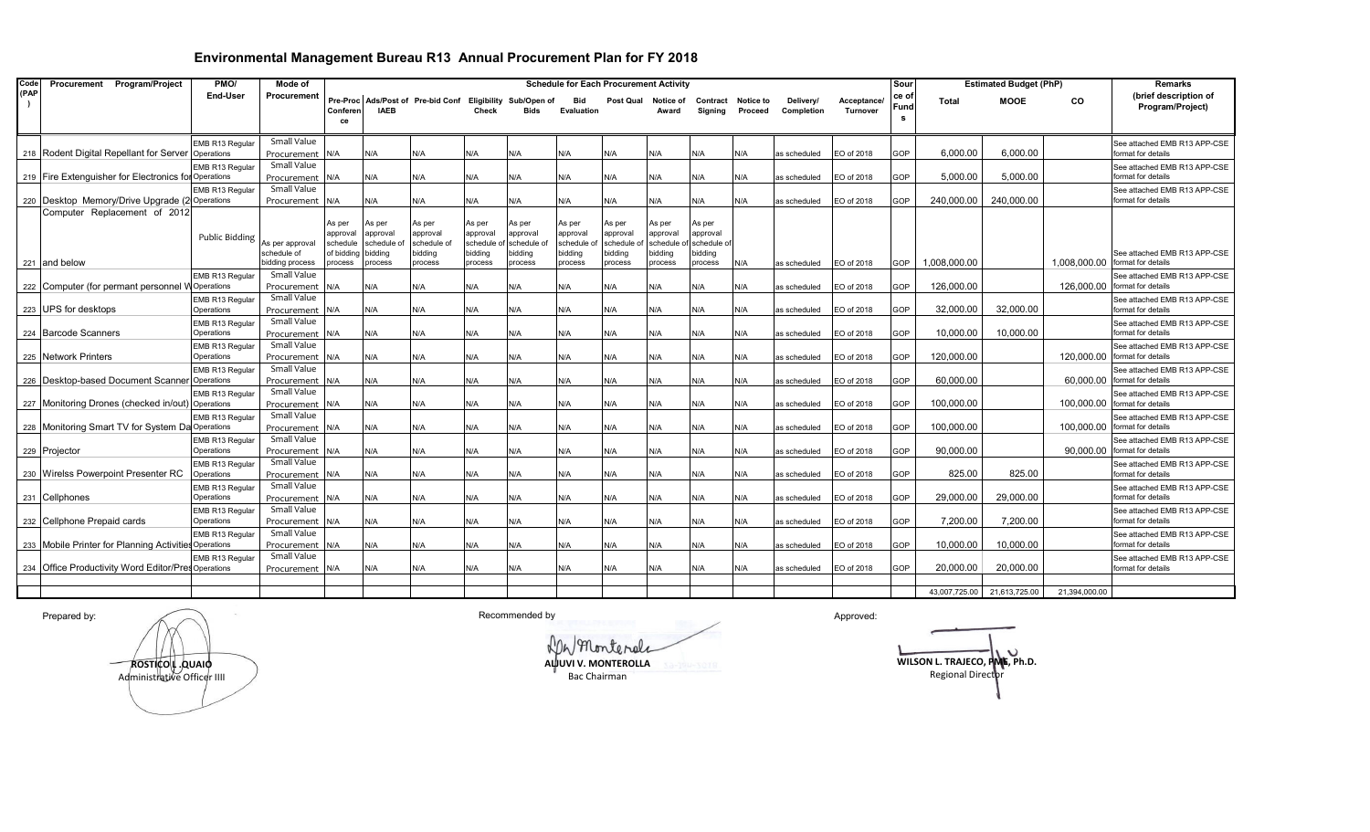# Environmental Management Bureau R13 Annual Procurement Plan for FY 2018

| Code (PAP) | Procurement Program/Project | PMO/ End-User | Mode of Procurement | Schedule for Each Procurement Activity | | | | | | | | | | | | | Source of Funds | Estimated Budget (PhP) | | | Remarks (brief description of Program/Project) |
|---|---|---|---|---|---|---|---|---|---|---|---|---|---|---|---|---|---|---|---|---|---|
| | | | | Pre-Proc Conference | Ads/Post of IAEB | Pre-bid Conf | Eligibility Check | Sub/Open of Bids | Bid Evaluation | Post Qual | Notice of Award | Contract Signing | Notice to Proceed | Delivery/ Completion | Acceptance/ Turnover | | | Total | MOOE | CO | |
| 218 | Rodent Digital Repellant for Server | EMB R13 Regular Operations | Small Value Procurement | N/A | N/A | N/A | N/A | N/A | N/A | N/A | N/A | N/A | N/A | as scheduled | EO of 2018 | | GOP | 6,000.00 | 6,000.00 | | See attached EMB R13 APP-CSE format for details |
| 219 | Fire Extenguisher for Electronics for | EMB R13 Regular Operations | Small Value Procurement | N/A | N/A | N/A | N/A | N/A | N/A | N/A | N/A | N/A | N/A | as scheduled | EO of 2018 | | GOP | 5,000.00 | 5,000.00 | | See attached EMB R13 APP-CSE format for details |
| 220 | Desktop Memory/Drive Upgrade (2 | EMB R13 Regular Operations | Small Value Procurement | N/A | N/A | N/A | N/A | N/A | N/A | N/A | N/A | N/A | N/A | as scheduled | EO of 2018 | | GOP | 240,000.00 | 240,000.00 | | See attached EMB R13 APP-CSE format for details |
| 221 | Computer Replacement of 2012 and below | Public Bidding | As per approval schedule of bidding process | As per approval schedule of bidding process | As per approval schedule of bidding process | As per approval schedule of bidding process | As per approval schedule of bidding process | As per approval schedule of bidding process | As per approval schedule of bidding process | As per approval schedule of bidding process | As per approval schedule of bidding process | As per approval schedule of bidding process | N/A | as scheduled | EO of 2018 | | GOP | 1,008,000.00 | | 1,008,000.00 | See attached EMB R13 APP-CSE format for details |
| 222 | Computer (for permant personnel W | EMB R13 Regular Operations | Small Value Procurement | N/A | N/A | N/A | N/A | N/A | N/A | N/A | N/A | N/A | N/A | as scheduled | EO of 2018 | | GOP | 126,000.00 | | 126,000.00 | See attached EMB R13 APP-CSE format for details |
| 223 | UPS for desktops | EMB R13 Regular Operations | Small Value Procurement | N/A | N/A | N/A | N/A | N/A | N/A | N/A | N/A | N/A | N/A | as scheduled | EO of 2018 | | GOP | 32,000.00 | 32,000.00 | | See attached EMB R13 APP-CSE format for details |
| 224 | Barcode Scanners | EMB R13 Regular Operations | Small Value Procurement | N/A | N/A | N/A | N/A | N/A | N/A | N/A | N/A | N/A | N/A | as scheduled | EO of 2018 | | GOP | 10,000.00 | 10,000.00 | | See attached EMB R13 APP-CSE format for details |
| 225 | Network Printers | EMB R13 Regular Operations | Small Value Procurement | N/A | N/A | N/A | N/A | N/A | N/A | N/A | N/A | N/A | N/A | as scheduled | EO of 2018 | | GOP | 120,000.00 | | 120,000.00 | See attached EMB R13 APP-CSE format for details |
| 226 | Desktop-based Document Scanner | EMB R13 Regular Operations | Small Value Procurement | N/A | N/A | N/A | N/A | N/A | N/A | N/A | N/A | N/A | N/A | as scheduled | EO of 2018 | | GOP | 60,000.00 | | 60,000.00 | See attached EMB R13 APP-CSE format for details |
| 227 | Monitoring Drones (checked in/out) | EMB R13 Regular Operations | Small Value Procurement | N/A | N/A | N/A | N/A | N/A | N/A | N/A | N/A | N/A | N/A | as scheduled | EO of 2018 | | GOP | 100,000.00 | | 100,000.00 | See attached EMB R13 APP-CSE format for details |
| 228 | Monitoring Smart TV for System Da | EMB R13 Regular Operations | Small Value Procurement | N/A | N/A | N/A | N/A | N/A | N/A | N/A | N/A | N/A | N/A | as scheduled | EO of 2018 | | GOP | 100,000.00 | | 100,000.00 | See attached EMB R13 APP-CSE format for details |
| 229 | Projector | EMB R13 Regular Operations | Small Value Procurement | N/A | N/A | N/A | N/A | N/A | N/A | N/A | N/A | N/A | N/A | as scheduled | EO of 2018 | | GOP | 90,000.00 | | 90,000.00 | See attached EMB R13 APP-CSE format for details |
| 230 | Wirelss Powerpoint Presenter RC | EMB R13 Regular Operations | Small Value Procurement | N/A | N/A | N/A | N/A | N/A | N/A | N/A | N/A | N/A | N/A | as scheduled | EO of 2018 | | GOP | 825.00 | 825.00 | | See attached EMB R13 APP-CSE format for details |
| 231 | Cellphones | EMB R13 Regular Operations | Small Value Procurement | N/A | N/A | N/A | N/A | N/A | N/A | N/A | N/A | N/A | N/A | as scheduled | EO of 2018 | | GOP | 29,000.00 | 29,000.00 | | See attached EMB R13 APP-CSE format for details |
| 232 | Cellphone Prepaid cards | EMB R13 Regular Operations | Small Value Procurement | N/A | N/A | N/A | N/A | N/A | N/A | N/A | N/A | N/A | N/A | as scheduled | EO of 2018 | | GOP | 7,200.00 | 7,200.00 | | See attached EMB R13 APP-CSE format for details |
| 233 | Mobile Printer for Planning Activities | EMB R13 Regular Operations | Small Value Procurement | N/A | N/A | N/A | N/A | N/A | N/A | N/A | N/A | N/A | N/A | as scheduled | EO of 2018 | | GOP | 10,000.00 | 10,000.00 | | See attached EMB R13 APP-CSE format for details |
| 234 | Office Productivity Word Editor/Pres | EMB R13 Regular Operations | Small Value Procurement | N/A | N/A | N/A | N/A | N/A | N/A | N/A | N/A | N/A | N/A | as scheduled | EO of 2018 | | GOP | 20,000.00 | 20,000.00 | | See attached EMB R13 APP-CSE format for details |
| | | | | | | | | | | | | | | | | | | 43,007,725.00 | 21,613,725.00 | 21,394,000.00 | |

Prepared by:

**ROSTICO L. QUAIO**
Administrative Officer IIII

Recommended by

**ALJUVI V. MONTEROLLA**
Bac Chairman

Approved:

**WILSON L. TRAJECO, PME, Ph.D.**
Regional Director